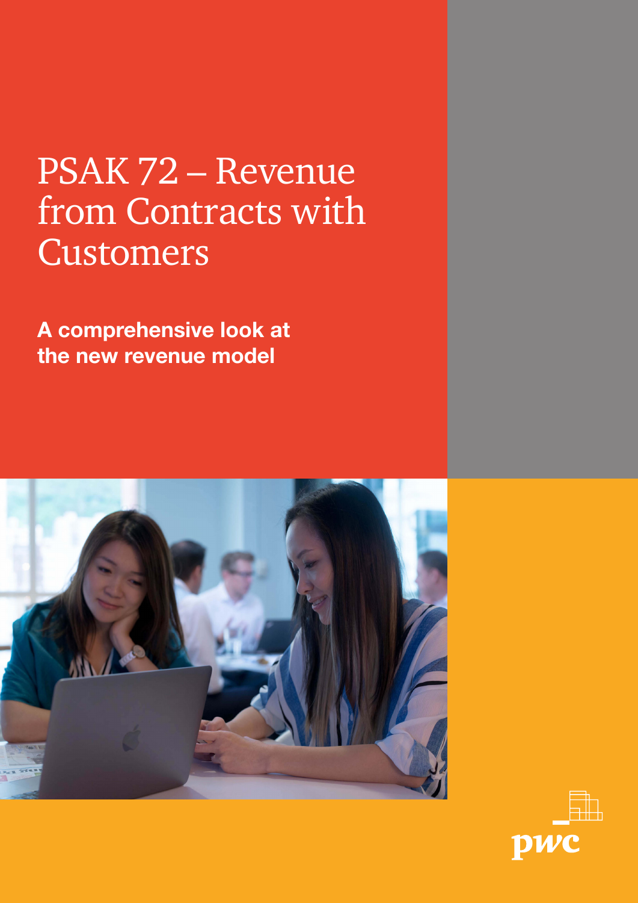# PSAK 72 – Revenue from Contracts with Customers

**A comprehensive look at the new revenue model**

pwc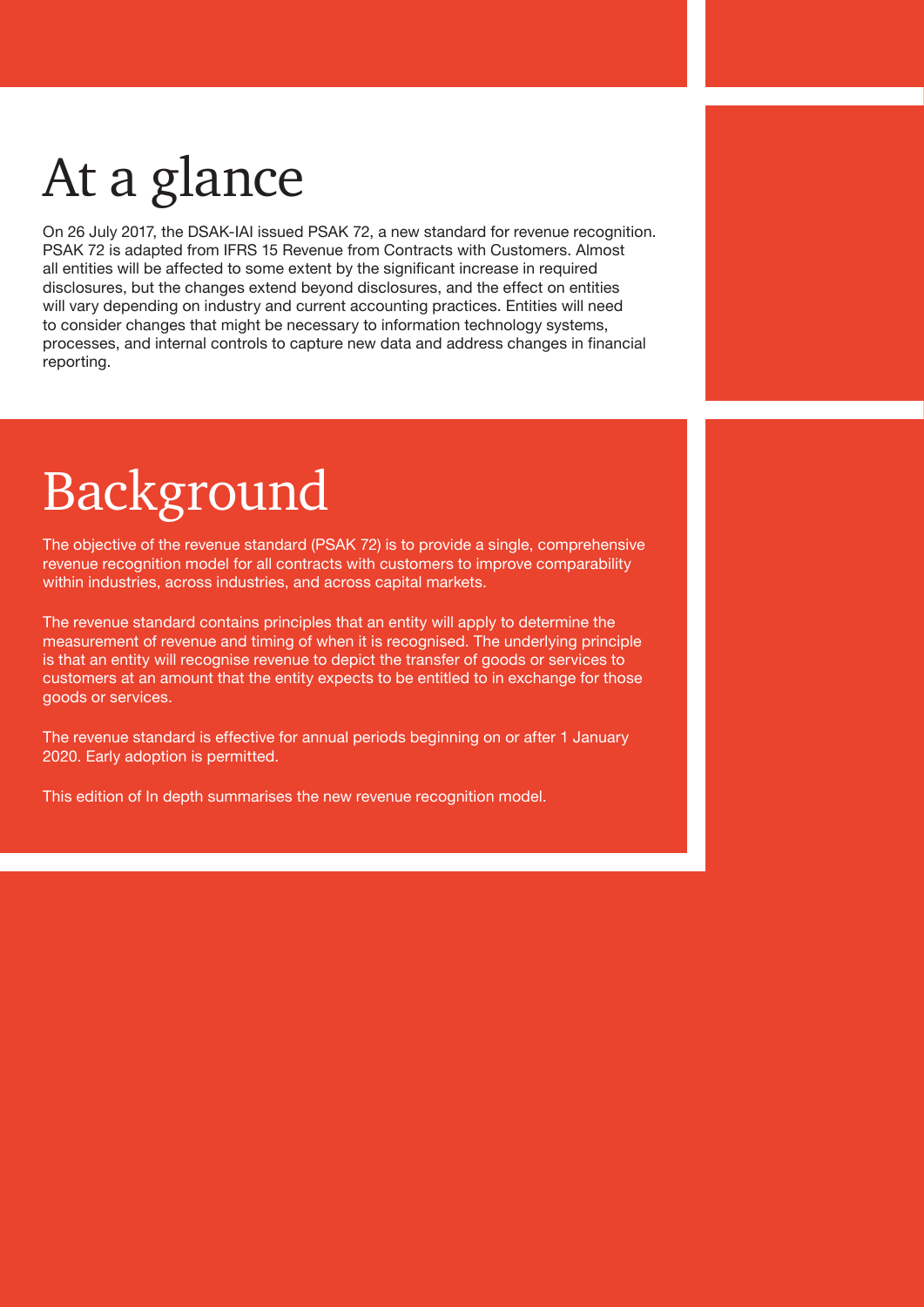# At a glance

On 26 July 2017, the DSAK-IAI issued PSAK 72, a new standard for revenue recognition. PSAK 72 is adapted from IFRS 15 Revenue from Contracts with Customers. Almost all entities will be affected to some extent by the significant increase in required disclosures, but the changes extend beyond disclosures, and the effect on entities will vary depending on industry and current accounting practices. Entities will need to consider changes that might be necessary to information technology systems, processes, and internal controls to capture new data and address changes in financial reporting.

# Background

The objective of the revenue standard (PSAK 72) is to provide a single, comprehensive revenue recognition model for all contracts with customers to improve comparability within industries, across industries, and across capital markets.

The revenue standard contains principles that an entity will apply to determine the measurement of revenue and timing of when it is recognised. The underlying principle is that an entity will recognise revenue to depict the transfer of goods or services to customers at an amount that the entity expects to be entitled to in exchange for those goods or services.

The revenue standard is effective for annual periods beginning on or after 1 January 2020. Early adoption is permitted.

This edition of In depth summarises the new revenue recognition model.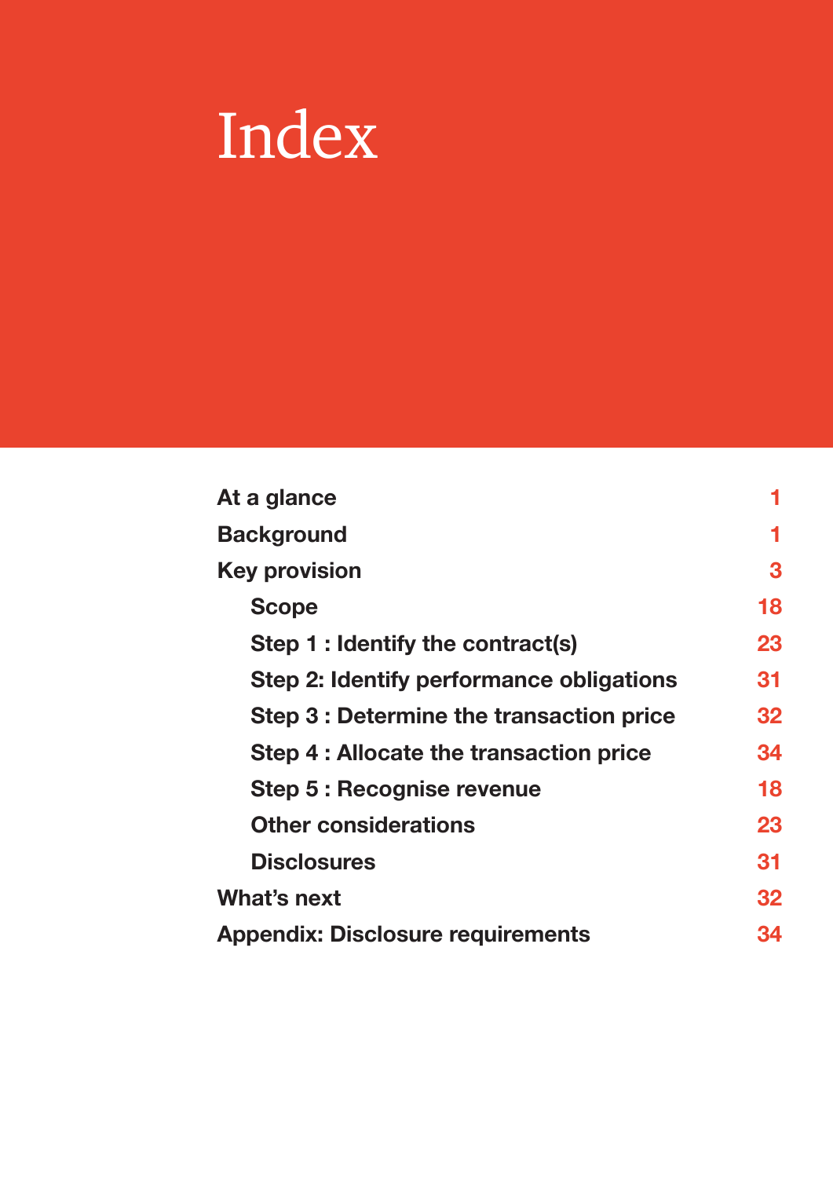# Index

| | |
|---|---|
| **At a glance** | 1 |
| **Background** | 1 |
| **Key provision** | 3 |
| **Scope** | 18 |
| **Step 1 : Identify the contract(s)** | 23 |
| **Step 2: Identify performance obligations** | 31 |
| **Step 3 : Determine the transaction price** | 32 |
| **Step 4 : Allocate the transaction price** | 34 |
| **Step 5 : Recognise revenue** | 18 |
| **Other considerations** | 23 |
| **Disclosures** | 31 |
| **What's next** | 32 |
| **Appendix: Disclosure requirements** | 34 |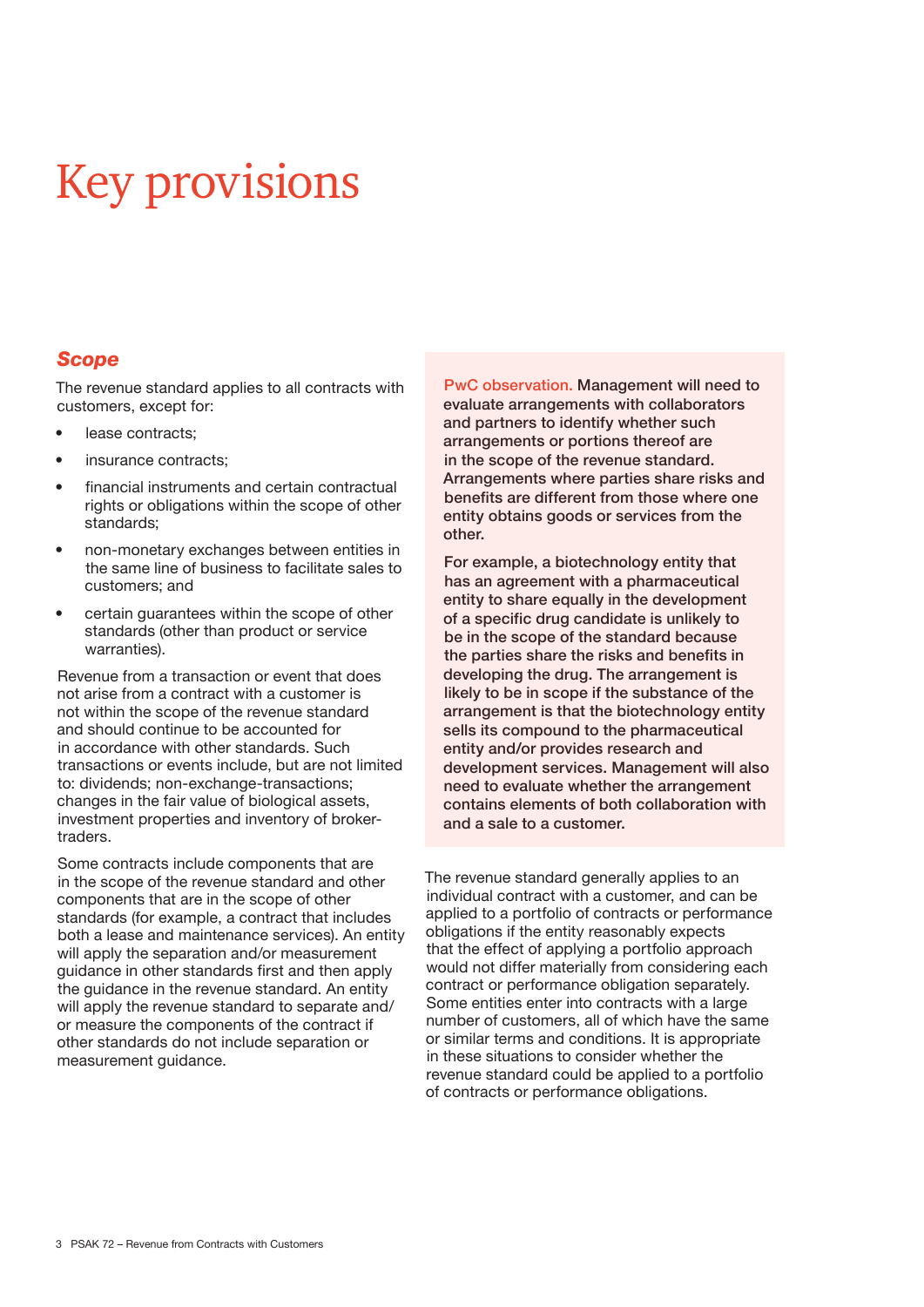# Key provisions

## *Scope*

The revenue standard applies to all contracts with customers, except for:

- lease contracts;
- insurance contracts;
- financial instruments and certain contractual rights or obligations within the scope of other standards;
- non-monetary exchanges between entities in the same line of business to facilitate sales to customers; and
- certain guarantees within the scope of other standards (other than product or service warranties).

Revenue from a transaction or event that does not arise from a contract with a customer is not within the scope of the revenue standard and should continue to be accounted for in accordance with other standards. Such transactions or events include, but are not limited to: dividends; non-exchange-transactions; changes in the fair value of biological assets, investment properties and inventory of broker-traders.

Some contracts include components that are in the scope of the revenue standard and other components that are in the scope of other standards (for example, a contract that includes both a lease and maintenance services). An entity will apply the separation and/or measurement guidance in other standards first and then apply the guidance in the revenue standard. An entity will apply the revenue standard to separate and/or measure the components of the contract if other standards do not include separation or measurement guidance.

**PwC observation. Management will need to evaluate arrangements with collaborators and partners to identify whether such arrangements or portions thereof are in the scope of the revenue standard. Arrangements where parties share risks and benefits are different from those where one entity obtains goods or services from the other.**

**For example, a biotechnology entity that has an agreement with a pharmaceutical entity to share equally in the development of a specific drug candidate is unlikely to be in the scope of the standard because the parties share the risks and benefits in developing the drug. The arrangement is likely to be in scope if the substance of the arrangement is that the biotechnology entity sells its compound to the pharmaceutical entity and/or provides research and development services. Management will also need to evaluate whether the arrangement contains elements of both collaboration with and a sale to a customer.**

The revenue standard generally applies to an individual contract with a customer, and can be applied to a portfolio of contracts or performance obligations if the entity reasonably expects that the effect of applying a portfolio approach would not differ materially from considering each contract or performance obligation separately. Some entities enter into contracts with a large number of customers, all of which have the same or similar terms and conditions. It is appropriate in these situations to consider whether the revenue standard could be applied to a portfolio of contracts or performance obligations.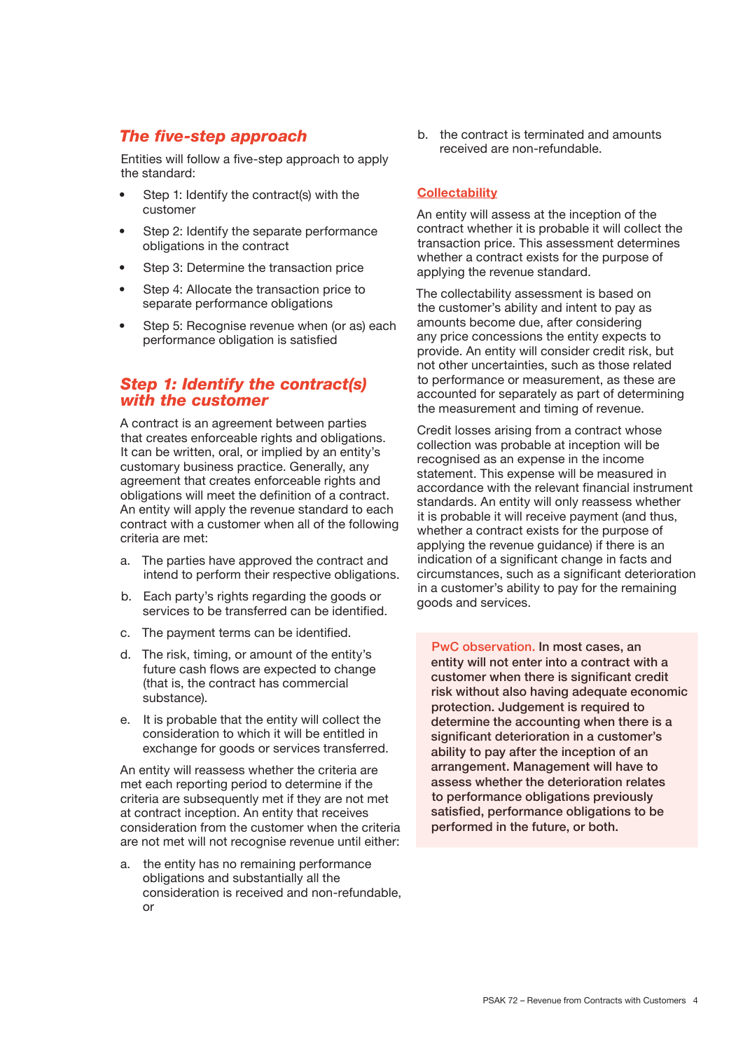## *The five-step approach*

Entities will follow a five-step approach to apply the standard:

- Step 1: Identify the contract(s) with the customer
- Step 2: Identify the separate performance obligations in the contract
- Step 3: Determine the transaction price
- Step 4: Allocate the transaction price to separate performance obligations
- Step 5: Recognise revenue when (or as) each performance obligation is satisfied

## *Step 1: Identify the contract(s) with the customer*

A contract is an agreement between parties that creates enforceable rights and obligations. It can be written, oral, or implied by an entity's customary business practice. Generally, any agreement that creates enforceable rights and obligations will meet the definition of a contract. An entity will apply the revenue standard to each contract with a customer when all of the following criteria are met:

a. The parties have approved the contract and intend to perform their respective obligations.

b. Each party's rights regarding the goods or services to be transferred can be identified.

c. The payment terms can be identified.

d. The risk, timing, or amount of the entity's future cash flows are expected to change (that is, the contract has commercial substance).

e. It is probable that the entity will collect the consideration to which it will be entitled in exchange for goods or services transferred.

An entity will reassess whether the criteria are met each reporting period to determine if the criteria are subsequently met if they are not met at contract inception. An entity that receives consideration from the customer when the criteria are not met will not recognise revenue until either:

a. the entity has no remaining performance obligations and substantially all the consideration is received and non-refundable, or

b. the contract is terminated and amounts received are non-refundable.

### Collectability

An entity will assess at the inception of the contract whether it is probable it will collect the transaction price. This assessment determines whether a contract exists for the purpose of applying the revenue standard.

The collectability assessment is based on the customer's ability and intent to pay as amounts become due, after considering any price concessions the entity expects to provide. An entity will consider credit risk, but not other uncertainties, such as those related to performance or measurement, as these are accounted for separately as part of determining the measurement and timing of revenue.

Credit losses arising from a contract whose collection was probable at inception will be recognised as an expense in the income statement. This expense will be measured in accordance with the relevant financial instrument standards. An entity will only reassess whether it is probable it will receive payment (and thus, whether a contract exists for the purpose of applying the revenue guidance) if there is an indication of a significant change in facts and circumstances, such as a significant deterioration in a customer's ability to pay for the remaining goods and services.

> PwC observation. **In most cases, an entity will not enter into a contract with a customer when there is significant credit risk without also having adequate economic protection. Judgement is required to determine the accounting when there is a significant deterioration in a customer's ability to pay after the inception of an arrangement. Management will have to assess whether the deterioration relates to performance obligations previously satisfied, performance obligations to be performed in the future, or both.**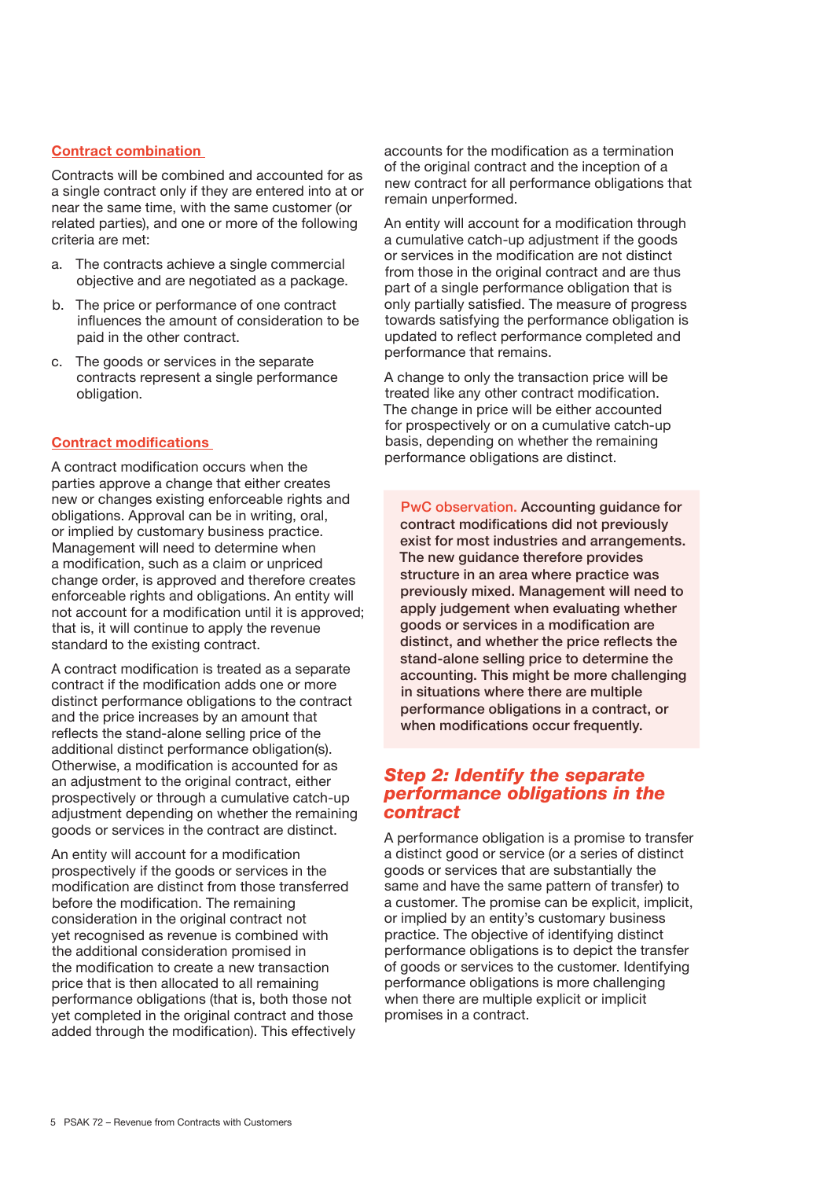### Contract combination

Contracts will be combined and accounted for as a single contract only if they are entered into at or near the same time, with the same customer (or related parties), and one or more of the following criteria are met:

a. The contracts achieve a single commercial objective and are negotiated as a package.

b. The price or performance of one contract influences the amount of consideration to be paid in the other contract.

c. The goods or services in the separate contracts represent a single performance obligation.

### Contract modifications

A contract modification occurs when the parties approve a change that either creates new or changes existing enforceable rights and obligations. Approval can be in writing, oral, or implied by customary business practice. Management will need to determine when a modification, such as a claim or unpriced change order, is approved and therefore creates enforceable rights and obligations. An entity will not account for a modification until it is approved; that is, it will continue to apply the revenue standard to the existing contract.

A contract modification is treated as a separate contract if the modification adds one or more distinct performance obligations to the contract and the price increases by an amount that reflects the stand-alone selling price of the additional distinct performance obligation(s). Otherwise, a modification is accounted for as an adjustment to the original contract, either prospectively or through a cumulative catch-up adjustment depending on whether the remaining goods or services in the contract are distinct.

An entity will account for a modification prospectively if the goods or services in the modification are distinct from those transferred before the modification. The remaining consideration in the original contract not yet recognised as revenue is combined with the additional consideration promised in the modification to create a new transaction price that is then allocated to all remaining performance obligations (that is, both those not yet completed in the original contract and those added through the modification). This effectively accounts for the modification as a termination of the original contract and the inception of a new contract for all performance obligations that remain unperformed.

An entity will account for a modification through a cumulative catch-up adjustment if the goods or services in the modification are not distinct from those in the original contract and are thus part of a single performance obligation that is only partially satisfied. The measure of progress towards satisfying the performance obligation is updated to reflect performance completed and performance that remains.

A change to only the transaction price will be treated like any other contract modification. The change in price will be either accounted for prospectively or on a cumulative catch-up basis, depending on whether the remaining performance obligations are distinct.

> PwC observation. **Accounting guidance for contract modifications did not previously exist for most industries and arrangements. The new guidance therefore provides structure in an area where practice was previously mixed. Management will need to apply judgement when evaluating whether goods or services in a modification are distinct, and whether the price reflects the stand-alone selling price to determine the accounting. This might be more challenging in situations where there are multiple performance obligations in a contract, or when modifications occur frequently.**

## *Step 2: Identify the separate performance obligations in the contract*

A performance obligation is a promise to transfer a distinct good or service (or a series of distinct goods or services that are substantially the same and have the same pattern of transfer) to a customer. The promise can be explicit, implicit, or implied by an entity's customary business practice. The objective of identifying distinct performance obligations is to depict the transfer of goods or services to the customer. Identifying performance obligations is more challenging when there are multiple explicit or implicit promises in a contract.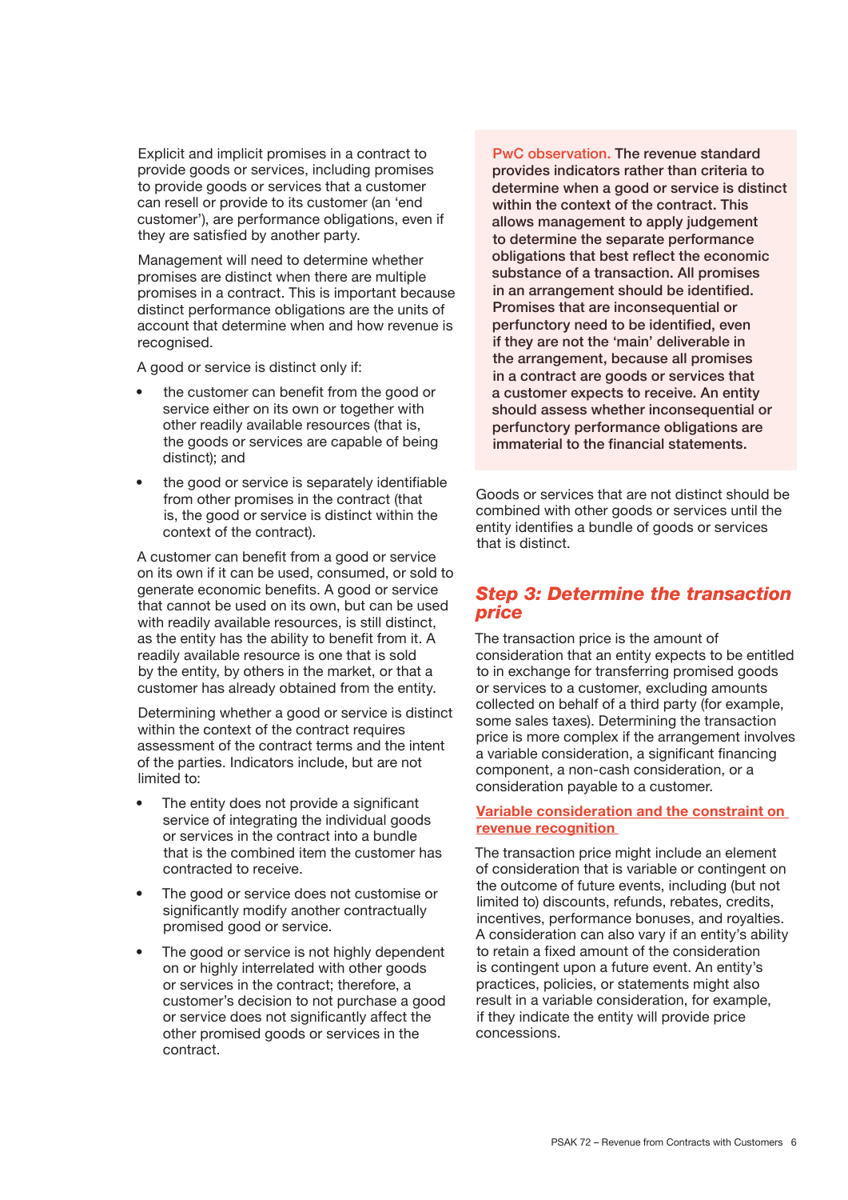Explicit and implicit promises in a contract to provide goods or services, including promises to provide goods or services that a customer can resell or provide to its customer (an 'end customer'), are performance obligations, even if they are satisfied by another party.

Management will need to determine whether promises are distinct when there are multiple promises in a contract. This is important because distinct performance obligations are the units of account that determine when and how revenue is recognised.

A good or service is distinct only if:

- the customer can benefit from the good or service either on its own or together with other readily available resources (that is, the goods or services are capable of being distinct); and
- the good or service is separately identifiable from other promises in the contract (that is, the good or service is distinct within the context of the contract).

A customer can benefit from a good or service on its own if it can be used, consumed, or sold to generate economic benefits. A good or service that cannot be used on its own, but can be used with readily available resources, is still distinct, as the entity has the ability to benefit from it. A readily available resource is one that is sold by the entity, by others in the market, or that a customer has already obtained from the entity.

Determining whether a good or service is distinct within the context of the contract requires assessment of the contract terms and the intent of the parties. Indicators include, but are not limited to:

- The entity does not provide a significant service of integrating the individual goods or services in the contract into a bundle that is the combined item the customer has contracted to receive.
- The good or service does not customise or significantly modify another contractually promised good or service.
- The good or service is not highly dependent on or highly interrelated with other goods or services in the contract; therefore, a customer's decision to not purchase a good or service does not significantly affect the other promised goods or services in the contract.

**PwC observation.** The revenue standard provides indicators rather than criteria to determine when a good or service is distinct within the context of the contract. This allows management to apply judgement to determine the separate performance obligations that best reflect the economic substance of a transaction. All promises in an arrangement should be identified. Promises that are inconsequential or perfunctory need to be identified, even if they are not the 'main' deliverable in the arrangement, because all promises in a contract are goods or services that a customer expects to receive. An entity should assess whether inconsequential or perfunctory performance obligations are immaterial to the financial statements.

Goods or services that are not distinct should be combined with other goods or services until the entity identifies a bundle of goods or services that is distinct.

## *Step 3: Determine the transaction price*

The transaction price is the amount of consideration that an entity expects to be entitled to in exchange for transferring promised goods or services to a customer, excluding amounts collected on behalf of a third party (for example, some sales taxes). Determining the transaction price is more complex if the arrangement involves a variable consideration, a significant financing component, a non-cash consideration, or a consideration payable to a customer.

### Variable consideration and the constraint on revenue recognition

The transaction price might include an element of consideration that is variable or contingent on the outcome of future events, including (but not limited to) discounts, refunds, rebates, credits, incentives, performance bonuses, and royalties. A consideration can also vary if an entity's ability to retain a fixed amount of the consideration is contingent upon a future event. An entity's practices, policies, or statements might also result in a variable consideration, for example, if they indicate the entity will provide price concessions.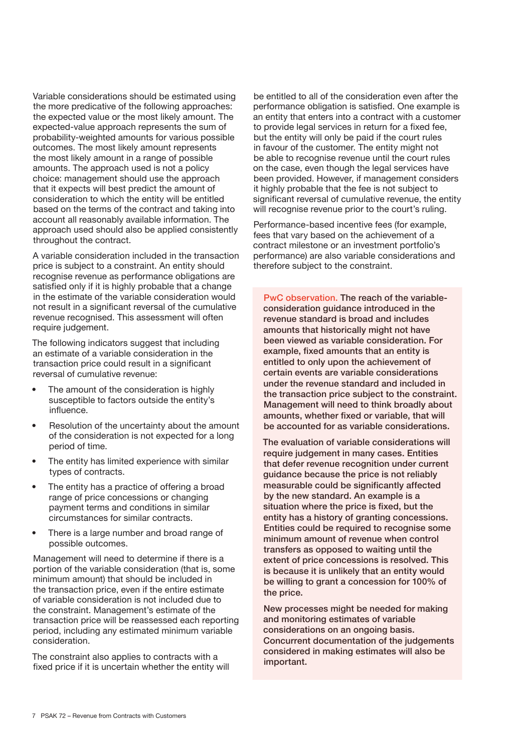Variable considerations should be estimated using the more predicative of the following approaches: the expected value or the most likely amount. The expected-value approach represents the sum of probability-weighted amounts for various possible outcomes. The most likely amount represents the most likely amount in a range of possible amounts. The approach used is not a policy choice: management should use the approach that it expects will best predict the amount of consideration to which the entity will be entitled based on the terms of the contract and taking into account all reasonably available information. The approach used should also be applied consistently throughout the contract.

A variable consideration included in the transaction price is subject to a constraint. An entity should recognise revenue as performance obligations are satisfied only if it is highly probable that a change in the estimate of the variable consideration would not result in a significant reversal of the cumulative revenue recognised. This assessment will often require judgement.

The following indicators suggest that including an estimate of a variable consideration in the transaction price could result in a significant reversal of cumulative revenue:

- The amount of the consideration is highly susceptible to factors outside the entity's influence.
- Resolution of the uncertainty about the amount of the consideration is not expected for a long period of time.
- The entity has limited experience with similar types of contracts.
- The entity has a practice of offering a broad range of price concessions or changing payment terms and conditions in similar circumstances for similar contracts.
- There is a large number and broad range of possible outcomes.

Management will need to determine if there is a portion of the variable consideration (that is, some minimum amount) that should be included in the transaction price, even if the entire estimate of variable consideration is not included due to the constraint. Management's estimate of the transaction price will be reassessed each reporting period, including any estimated minimum variable consideration.

The constraint also applies to contracts with a fixed price if it is uncertain whether the entity will be entitled to all of the consideration even after the performance obligation is satisfied. One example is an entity that enters into a contract with a customer to provide legal services in return for a fixed fee, but the entity will only be paid if the court rules in favour of the customer. The entity might not be able to recognise revenue until the court rules on the case, even though the legal services have been provided. However, if management considers it highly probable that the fee is not subject to significant reversal of cumulative revenue, the entity will recognise revenue prior to the court's ruling.

Performance-based incentive fees (for example, fees that vary based on the achievement of a contract milestone or an investment portfolio's performance) are also variable considerations and therefore subject to the constraint.

**PwC observation. The reach of the variable-consideration guidance introduced in the revenue standard is broad and includes amounts that historically might not have been viewed as variable consideration. For example, fixed amounts that an entity is entitled to only upon the achievement of certain events are variable considerations under the revenue standard and included in the transaction price subject to the constraint. Management will need to think broadly about amounts, whether fixed or variable, that will be accounted for as variable considerations.**

**The evaluation of variable considerations will require judgement in many cases. Entities that defer revenue recognition under current guidance because the price is not reliably measurable could be significantly affected by the new standard. An example is a situation where the price is fixed, but the entity has a history of granting concessions. Entities could be required to recognise some minimum amount of revenue when control transfers as opposed to waiting until the extent of price concessions is resolved. This is because it is unlikely that an entity would be willing to grant a concession for 100% of the price.**

**New processes might be needed for making and monitoring estimates of variable considerations on an ongoing basis. Concurrent documentation of the judgements considered in making estimates will also be important.**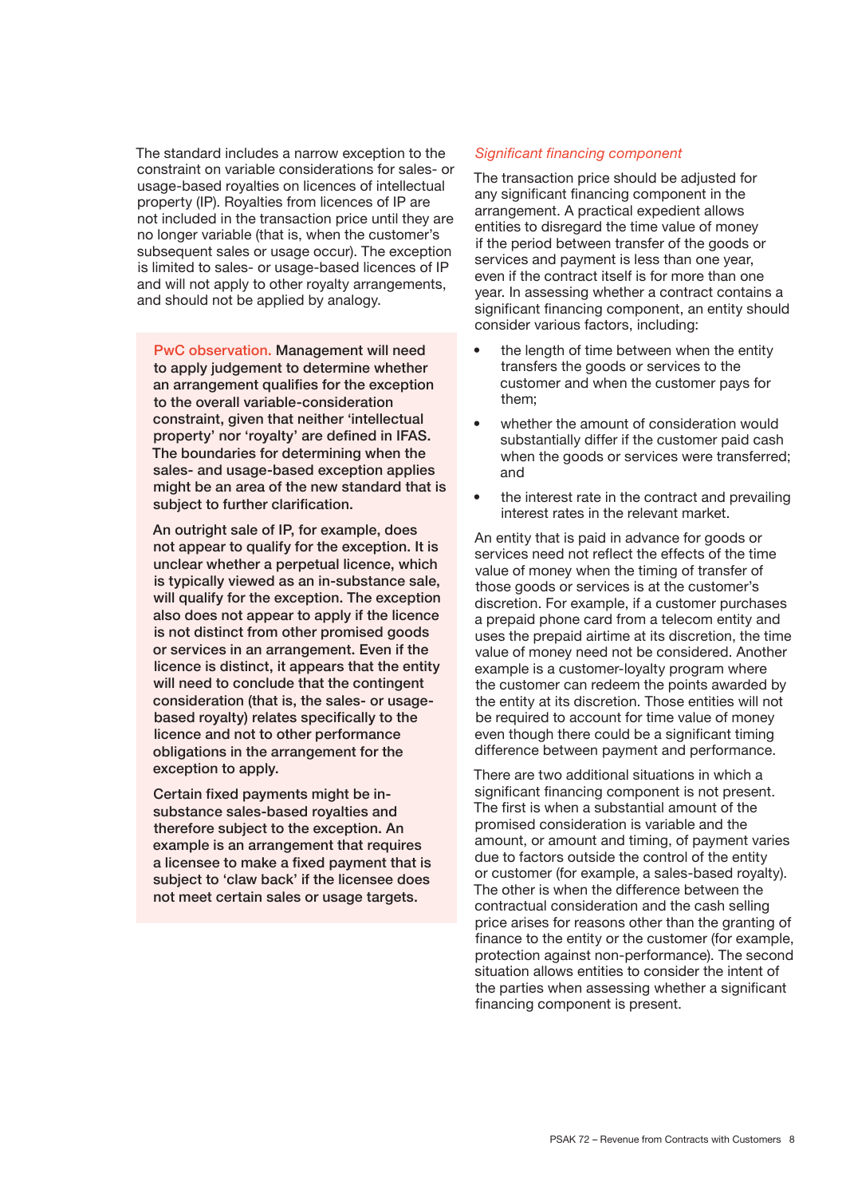The standard includes a narrow exception to the constraint on variable considerations for sales- or usage-based royalties on licences of intellectual property (IP). Royalties from licences of IP are not included in the transaction price until they are no longer variable (that is, when the customer's subsequent sales or usage occur). The exception is limited to sales- or usage-based licences of IP and will not apply to other royalty arrangements, and should not be applied by analogy.

> **PwC observation.** Management will need to apply judgement to determine whether an arrangement qualifies for the exception to the overall variable-consideration constraint, given that neither 'intellectual property' nor 'royalty' are defined in IFAS. The boundaries for determining when the sales- and usage-based exception applies might be an area of the new standard that is subject to further clarification.
>
> An outright sale of IP, for example, does not appear to qualify for the exception. It is unclear whether a perpetual licence, which is typically viewed as an in-substance sale, will qualify for the exception. The exception also does not appear to apply if the licence is not distinct from other promised goods or services in an arrangement. Even if the licence is distinct, it appears that the entity will need to conclude that the contingent consideration (that is, the sales- or usage-based royalty) relates specifically to the licence and not to other performance obligations in the arrangement for the exception to apply.
>
> Certain fixed payments might be in-substance sales-based royalties and therefore subject to the exception. An example is an arrangement that requires a licensee to make a fixed payment that is subject to 'claw back' if the licensee does not meet certain sales or usage targets.

*Significant financing component*

The transaction price should be adjusted for any significant financing component in the arrangement. A practical expedient allows entities to disregard the time value of money if the period between transfer of the goods or services and payment is less than one year, even if the contract itself is for more than one year. In assessing whether a contract contains a significant financing component, an entity should consider various factors, including:

- the length of time between when the entity transfers the goods or services to the customer and when the customer pays for them;
- whether the amount of consideration would substantially differ if the customer paid cash when the goods or services were transferred; and
- the interest rate in the contract and prevailing interest rates in the relevant market.

An entity that is paid in advance for goods or services need not reflect the effects of the time value of money when the timing of transfer of those goods or services is at the customer's discretion. For example, if a customer purchases a prepaid phone card from a telecom entity and uses the prepaid airtime at its discretion, the time value of money need not be considered. Another example is a customer-loyalty program where the customer can redeem the points awarded by the entity at its discretion. Those entities will not be required to account for time value of money even though there could be a significant timing difference between payment and performance.

There are two additional situations in which a significant financing component is not present. The first is when a substantial amount of the promised consideration is variable and the amount, or amount and timing, of payment varies due to factors outside the control of the entity or customer (for example, a sales-based royalty). The other is when the difference between the contractual consideration and the cash selling price arises for reasons other than the granting of finance to the entity or the customer (for example, protection against non-performance). The second situation allows entities to consider the intent of the parties when assessing whether a significant financing component is present.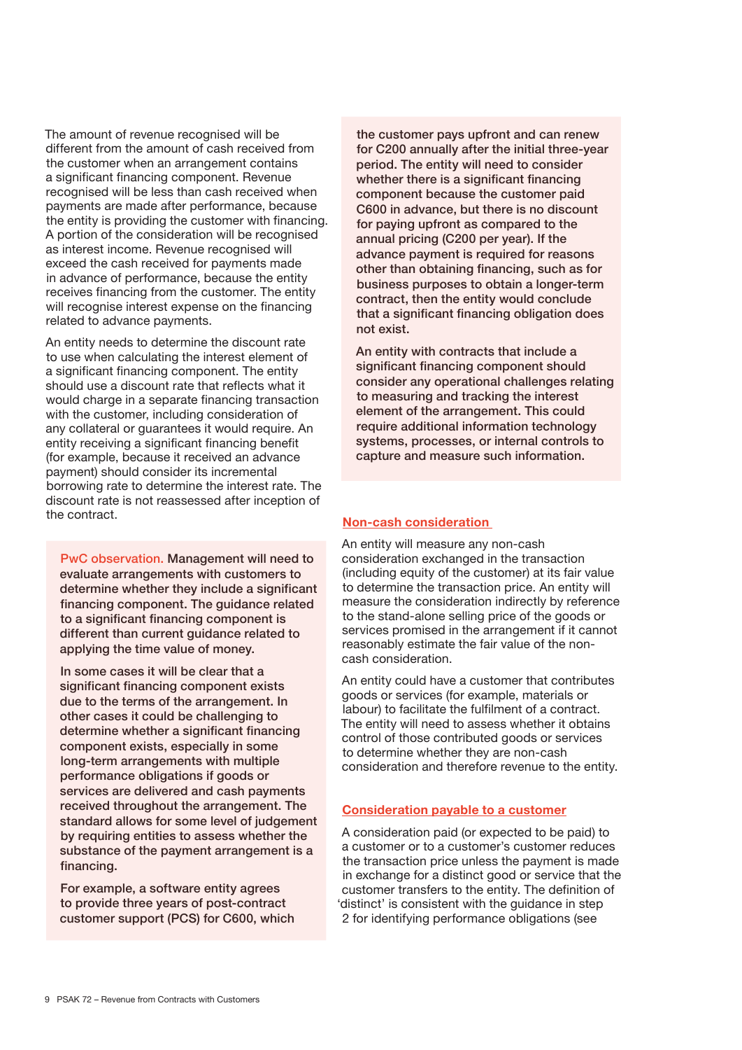The amount of revenue recognised will be different from the amount of cash received from the customer when an arrangement contains a significant financing component. Revenue recognised will be less than cash received when payments are made after performance, because the entity is providing the customer with financing. A portion of the consideration will be recognised as interest income. Revenue recognised will exceed the cash received for payments made in advance of performance, because the entity receives financing from the customer. The entity will recognise interest expense on the financing related to advance payments.

An entity needs to determine the discount rate to use when calculating the interest element of a significant financing component. The entity should use a discount rate that reflects what it would charge in a separate financing transaction with the customer, including consideration of any collateral or guarantees it would require. An entity receiving a significant financing benefit (for example, because it received an advance payment) should consider its incremental borrowing rate to determine the interest rate. The discount rate is not reassessed after inception of the contract.

> **PwC observation.** Management will need to evaluate arrangements with customers to determine whether they include a significant financing component. The guidance related to a significant financing component is different than current guidance related to applying the time value of money.
>
> In some cases it will be clear that a significant financing component exists due to the terms of the arrangement. In other cases it could be challenging to determine whether a significant financing component exists, especially in some long-term arrangements with multiple performance obligations if goods or services are delivered and cash payments received throughout the arrangement. The standard allows for some level of judgement by requiring entities to assess whether the substance of the payment arrangement is a financing.
>
> For example, a software entity agrees to provide three years of post-contract customer support (PCS) for C600, which the customer pays upfront and can renew for C200 annually after the initial three-year period. The entity will need to consider whether there is a significant financing component because the customer paid C600 in advance, but there is no discount for paying upfront as compared to the annual pricing (C200 per year). If the advance payment is required for reasons other than obtaining financing, such as for business purposes to obtain a longer-term contract, then the entity would conclude that a significant financing obligation does not exist.
>
> An entity with contracts that include a significant financing component should consider any operational challenges relating to measuring and tracking the interest element of the arrangement. This could require additional information technology systems, processes, or internal controls to capture and measure such information.

## Non-cash consideration

An entity will measure any non-cash consideration exchanged in the transaction (including equity of the customer) at its fair value to determine the transaction price. An entity will measure the consideration indirectly by reference to the stand-alone selling price of the goods or services promised in the arrangement if it cannot reasonably estimate the fair value of the non-cash consideration.

An entity could have a customer that contributes goods or services (for example, materials or labour) to facilitate the fulfilment of a contract. The entity will need to assess whether it obtains control of those contributed goods or services to determine whether they are non-cash consideration and therefore revenue to the entity.

## Consideration payable to a customer

A consideration paid (or expected to be paid) to a customer or to a customer's customer reduces the transaction price unless the payment is made in exchange for a distinct good or service that the customer transfers to the entity. The definition of 'distinct' is consistent with the guidance in step 2 for identifying performance obligations (see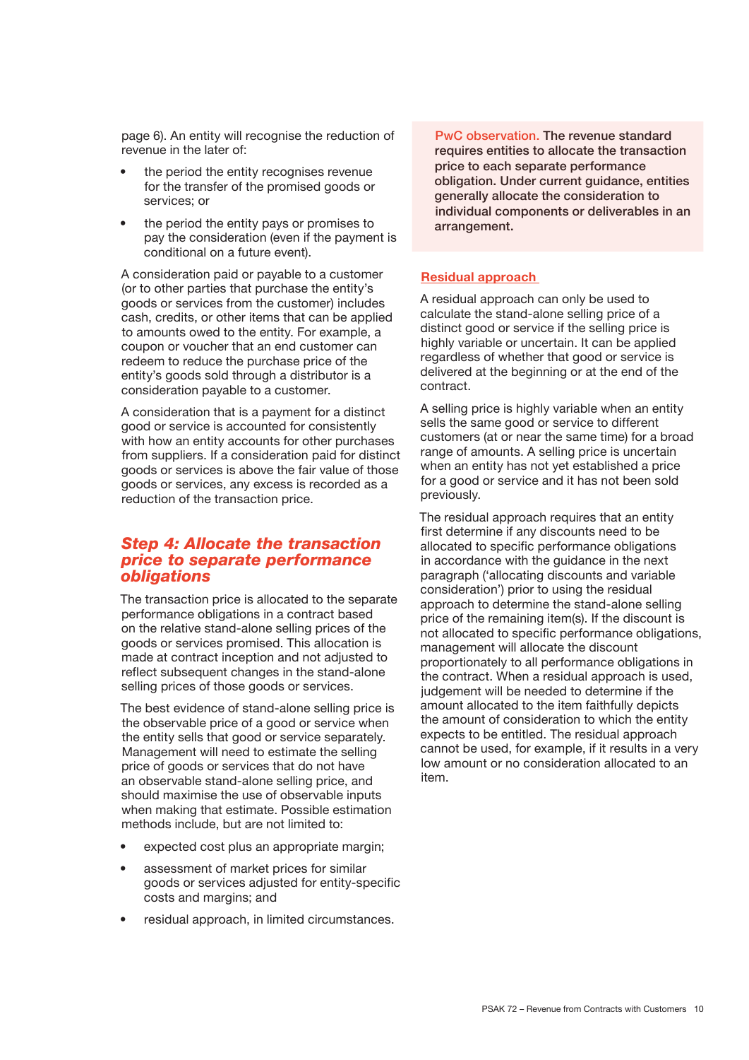page 6). An entity will recognise the reduction of revenue in the later of:

- the period the entity recognises revenue for the transfer of the promised goods or services; or
- the period the entity pays or promises to pay the consideration (even if the payment is conditional on a future event).

A consideration paid or payable to a customer (or to other parties that purchase the entity's goods or services from the customer) includes cash, credits, or other items that can be applied to amounts owed to the entity. For example, a coupon or voucher that an end customer can redeem to reduce the purchase price of the entity's goods sold through a distributor is a consideration payable to a customer.

A consideration that is a payment for a distinct good or service is accounted for consistently with how an entity accounts for other purchases from suppliers. If a consideration paid for distinct goods or services is above the fair value of those goods or services, any excess is recorded as a reduction of the transaction price.

## *Step 4: Allocate the transaction price to separate performance obligations*

The transaction price is allocated to the separate performance obligations in a contract based on the relative stand-alone selling prices of the goods or services promised. This allocation is made at contract inception and not adjusted to reflect subsequent changes in the stand-alone selling prices of those goods or services.

The best evidence of stand-alone selling price is the observable price of a good or service when the entity sells that good or service separately. Management will need to estimate the selling price of goods or services that do not have an observable stand-alone selling price, and should maximise the use of observable inputs when making that estimate. Possible estimation methods include, but are not limited to:

- expected cost plus an appropriate margin;
- assessment of market prices for similar goods or services adjusted for entity-specific costs and margins; and
- residual approach, in limited circumstances.

**PwC observation. The revenue standard requires entities to allocate the transaction price to each separate performance obligation. Under current guidance, entities generally allocate the consideration to individual components or deliverables in an arrangement.**

### Residual approach

A residual approach can only be used to calculate the stand-alone selling price of a distinct good or service if the selling price is highly variable or uncertain. It can be applied regardless of whether that good or service is delivered at the beginning or at the end of the contract.

A selling price is highly variable when an entity sells the same good or service to different customers (at or near the same time) for a broad range of amounts. A selling price is uncertain when an entity has not yet established a price for a good or service and it has not been sold previously.

The residual approach requires that an entity first determine if any discounts need to be allocated to specific performance obligations in accordance with the guidance in the next paragraph ('allocating discounts and variable consideration') prior to using the residual approach to determine the stand-alone selling price of the remaining item(s). If the discount is not allocated to specific performance obligations, management will allocate the discount proportionately to all performance obligations in the contract. When a residual approach is used, judgement will be needed to determine if the amount allocated to the item faithfully depicts the amount of consideration to which the entity expects to be entitled. The residual approach cannot be used, for example, if it results in a very low amount or no consideration allocated to an item.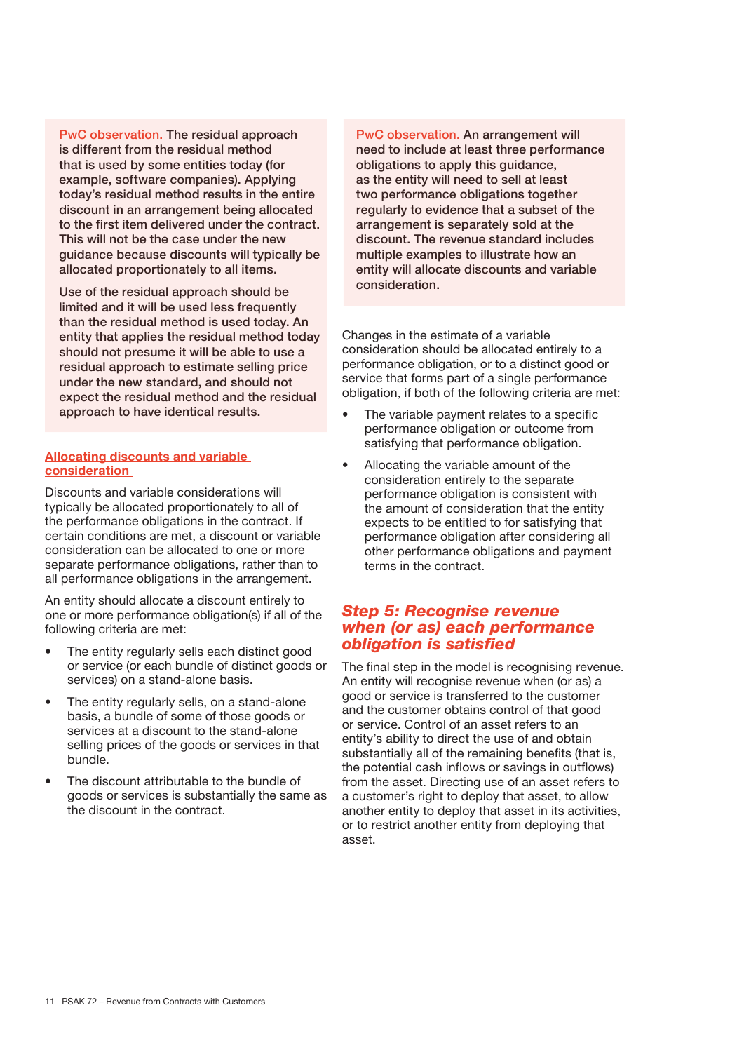**PwC observation.** The residual approach is different from the residual method that is used by some entities today (for example, software companies). Applying today's residual method results in the entire discount in an arrangement being allocated to the first item delivered under the contract. This will not be the case under the new guidance because discounts will typically be allocated proportionately to all items.

Use of the residual approach should be limited and it will be used less frequently than the residual method is used today. An entity that applies the residual method today should not presume it will be able to use a residual approach to estimate selling price under the new standard, and should not expect the residual method and the residual approach to have identical results.

### Allocating discounts and variable consideration

Discounts and variable considerations will typically be allocated proportionately to all of the performance obligations in the contract. If certain conditions are met, a discount or variable consideration can be allocated to one or more separate performance obligations, rather than to all performance obligations in the arrangement.

An entity should allocate a discount entirely to one or more performance obligation(s) if all of the following criteria are met:

- The entity regularly sells each distinct good or service (or each bundle of distinct goods or services) on a stand-alone basis.
- The entity regularly sells, on a stand-alone basis, a bundle of some of those goods or services at a discount to the stand-alone selling prices of the goods or services in that bundle.
- The discount attributable to the bundle of goods or services is substantially the same as the discount in the contract.

**PwC observation.** An arrangement will need to include at least three performance obligations to apply this guidance, as the entity will need to sell at least two performance obligations together regularly to evidence that a subset of the arrangement is separately sold at the discount. The revenue standard includes multiple examples to illustrate how an entity will allocate discounts and variable consideration.

Changes in the estimate of a variable consideration should be allocated entirely to a performance obligation, or to a distinct good or service that forms part of a single performance obligation, if both of the following criteria are met:

- The variable payment relates to a specific performance obligation or outcome from satisfying that performance obligation.
- Allocating the variable amount of the consideration entirely to the separate performance obligation is consistent with the amount of consideration that the entity expects to be entitled to for satisfying that performance obligation after considering all other performance obligations and payment terms in the contract.

## Step 5: Recognise revenue when (or as) each performance obligation is satisfied

The final step in the model is recognising revenue. An entity will recognise revenue when (or as) a good or service is transferred to the customer and the customer obtains control of that good or service. Control of an asset refers to an entity's ability to direct the use of and obtain substantially all of the remaining benefits (that is, the potential cash inflows or savings in outflows) from the asset. Directing use of an asset refers to a customer's right to deploy that asset, to allow another entity to deploy that asset in its activities, or to restrict another entity from deploying that asset.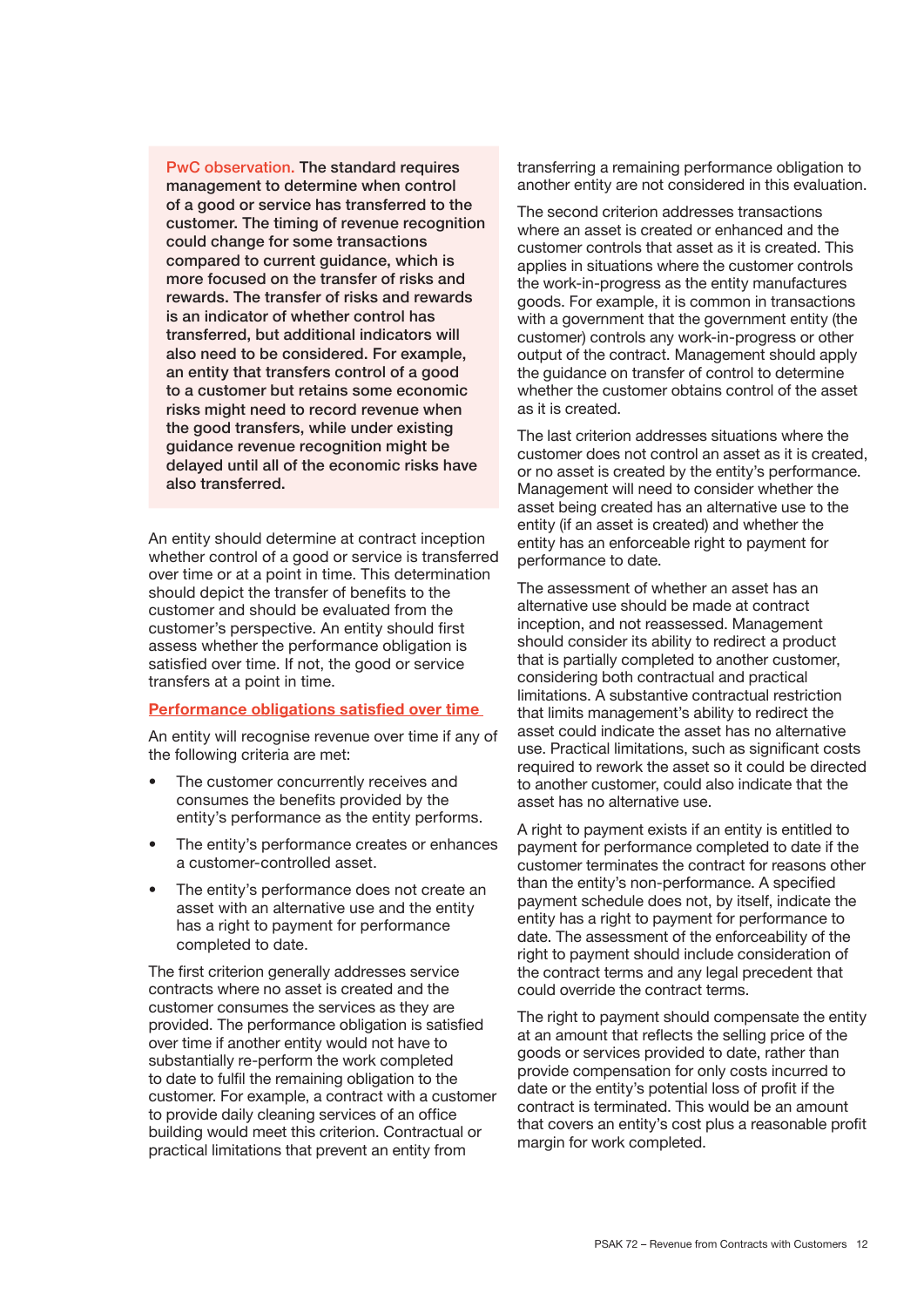> **PwC observation.** The standard requires management to determine when control of a good or service has transferred to the customer. The timing of revenue recognition could change for some transactions compared to current guidance, which is more focused on the transfer of risks and rewards. The transfer of risks and rewards is an indicator of whether control has transferred, but additional indicators will also need to be considered. For example, an entity that transfers control of a good to a customer but retains some economic risks might need to record revenue when the good transfers, while under existing guidance revenue recognition might be delayed until all of the economic risks have also transferred.

An entity should determine at contract inception whether control of a good or service is transferred over time or at a point in time. This determination should depict the transfer of benefits to the customer and should be evaluated from the customer's perspective. An entity should first assess whether the performance obligation is satisfied over time. If not, the good or service transfers at a point in time.

### Performance obligations satisfied over time

An entity will recognise revenue over time if any of the following criteria are met:

- The customer concurrently receives and consumes the benefits provided by the entity's performance as the entity performs.
- The entity's performance creates or enhances a customer-controlled asset.
- The entity's performance does not create an asset with an alternative use and the entity has a right to payment for performance completed to date.

The first criterion generally addresses service contracts where no asset is created and the customer consumes the services as they are provided. The performance obligation is satisfied over time if another entity would not have to substantially re-perform the work completed to date to fulfil the remaining obligation to the customer. For example, a contract with a customer to provide daily cleaning services of an office building would meet this criterion. Contractual or practical limitations that prevent an entity from transferring a remaining performance obligation to another entity are not considered in this evaluation.

The second criterion addresses transactions where an asset is created or enhanced and the customer controls that asset as it is created. This applies in situations where the customer controls the work-in-progress as the entity manufactures goods. For example, it is common in transactions with a government that the government entity (the customer) controls any work-in-progress or other output of the contract. Management should apply the guidance on transfer of control to determine whether the customer obtains control of the asset as it is created.

The last criterion addresses situations where the customer does not control an asset as it is created, or no asset is created by the entity's performance. Management will need to consider whether the asset being created has an alternative use to the entity (if an asset is created) and whether the entity has an enforceable right to payment for performance to date.

The assessment of whether an asset has an alternative use should be made at contract inception, and not reassessed. Management should consider its ability to redirect a product that is partially completed to another customer, considering both contractual and practical limitations. A substantive contractual restriction that limits management's ability to redirect the asset could indicate the asset has no alternative use. Practical limitations, such as significant costs required to rework the asset so it could be directed to another customer, could also indicate that the asset has no alternative use.

A right to payment exists if an entity is entitled to payment for performance completed to date if the customer terminates the contract for reasons other than the entity's non-performance. A specified payment schedule does not, by itself, indicate the entity has a right to payment for performance to date. The assessment of the enforceability of the right to payment should include consideration of the contract terms and any legal precedent that could override the contract terms.

The right to payment should compensate the entity at an amount that reflects the selling price of the goods or services provided to date, rather than provide compensation for only costs incurred to date or the entity's potential loss of profit if the contract is terminated. This would be an amount that covers an entity's cost plus a reasonable profit margin for work completed.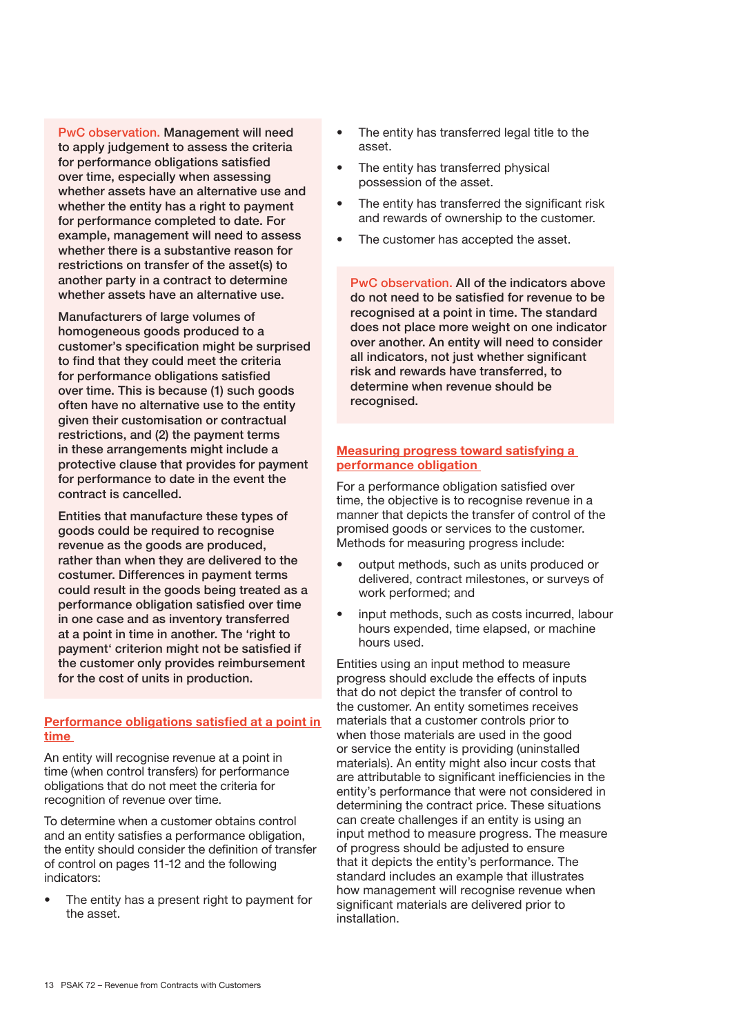**PwC observation.** Management will need to apply judgement to assess the criteria for performance obligations satisfied over time, especially when assessing whether assets have an alternative use and whether the entity has a right to payment for performance completed to date. For example, management will need to assess whether there is a substantive reason for restrictions on transfer of the asset(s) to another party in a contract to determine whether assets have an alternative use.

Manufacturers of large volumes of homogeneous goods produced to a customer's specification might be surprised to find that they could meet the criteria for performance obligations satisfied over time. This is because (1) such goods often have no alternative use to the entity given their customisation or contractual restrictions, and (2) the payment terms in these arrangements might include a protective clause that provides for payment for performance to date in the event the contract is cancelled.

Entities that manufacture these types of goods could be required to recognise revenue as the goods are produced, rather than when they are delivered to the costumer. Differences in payment terms could result in the goods being treated as a performance obligation satisfied over time in one case and as inventory transferred at a point in time in another. The 'right to payment' criterion might not be satisfied if the customer only provides reimbursement for the cost of units in production.

## Performance obligations satisfied at a point in time

An entity will recognise revenue at a point in time (when control transfers) for performance obligations that do not meet the criteria for recognition of revenue over time.

To determine when a customer obtains control and an entity satisfies a performance obligation, the entity should consider the definition of transfer of control on pages 11-12 and the following indicators:

- The entity has a present right to payment for the asset.
- The entity has transferred legal title to the asset.
- The entity has transferred physical possession of the asset.
- The entity has transferred the significant risk and rewards of ownership to the customer.
- The customer has accepted the asset.

**PwC observation.** All of the indicators above do not need to be satisfied for revenue to be recognised at a point in time. The standard does not place more weight on one indicator over another. An entity will need to consider all indicators, not just whether significant risk and rewards have transferred, to determine when revenue should be recognised.

## Measuring progress toward satisfying a performance obligation

For a performance obligation satisfied over time, the objective is to recognise revenue in a manner that depicts the transfer of control of the promised goods or services to the customer. Methods for measuring progress include:

- output methods, such as units produced or delivered, contract milestones, or surveys of work performed; and
- input methods, such as costs incurred, labour hours expended, time elapsed, or machine hours used.

Entities using an input method to measure progress should exclude the effects of inputs that do not depict the transfer of control to the customer. An entity sometimes receives materials that a customer controls prior to when those materials are used in the good or service the entity is providing (uninstalled materials). An entity might also incur costs that are attributable to significant inefficiencies in the entity's performance that were not considered in determining the contract price. These situations can create challenges if an entity is using an input method to measure progress. The measure of progress should be adjusted to ensure that it depicts the entity's performance. The standard includes an example that illustrates how management will recognise revenue when significant materials are delivered prior to installation.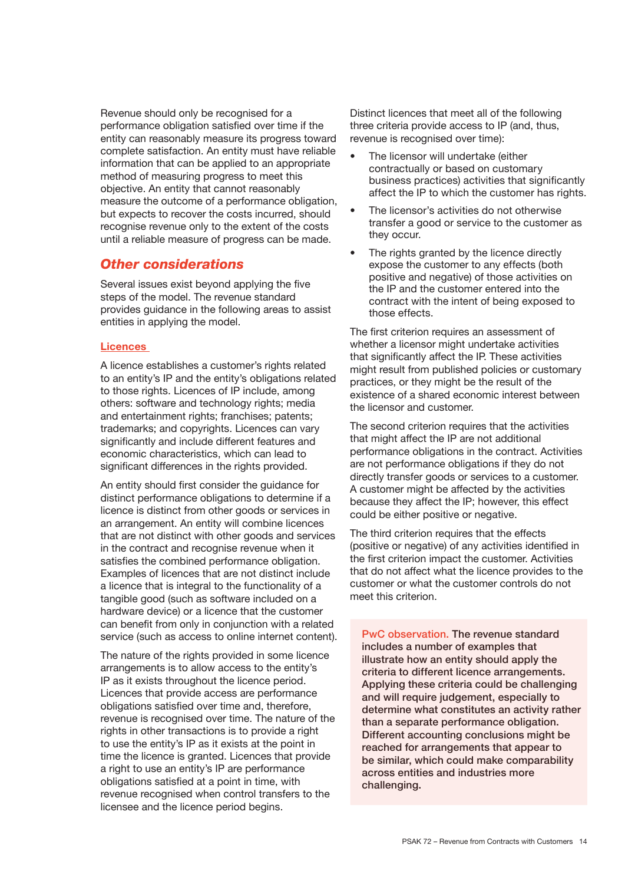Revenue should only be recognised for a performance obligation satisfied over time if the entity can reasonably measure its progress toward complete satisfaction. An entity must have reliable information that can be applied to an appropriate method of measuring progress to meet this objective. An entity that cannot reasonably measure the outcome of a performance obligation, but expects to recover the costs incurred, should recognise revenue only to the extent of the costs until a reliable measure of progress can be made.

## *Other considerations*

Several issues exist beyond applying the five steps of the model. The revenue standard provides guidance in the following areas to assist entities in applying the model.

### Licences

A licence establishes a customer's rights related to an entity's IP and the entity's obligations related to those rights. Licences of IP include, among others: software and technology rights; media and entertainment rights; franchises; patents; trademarks; and copyrights. Licences can vary significantly and include different features and economic characteristics, which can lead to significant differences in the rights provided.

An entity should first consider the guidance for distinct performance obligations to determine if a licence is distinct from other goods or services in an arrangement. An entity will combine licences that are not distinct with other goods and services in the contract and recognise revenue when it satisfies the combined performance obligation. Examples of licences that are not distinct include a licence that is integral to the functionality of a tangible good (such as software included on a hardware device) or a licence that the customer can benefit from only in conjunction with a related service (such as access to online internet content).

The nature of the rights provided in some licence arrangements is to allow access to the entity's IP as it exists throughout the licence period. Licences that provide access are performance obligations satisfied over time and, therefore, revenue is recognised over time. The nature of the rights in other transactions is to provide a right to use the entity's IP as it exists at the point in time the licence is granted. Licences that provide a right to use an entity's IP are performance obligations satisfied at a point in time, with revenue recognised when control transfers to the licensee and the licence period begins.

Distinct licences that meet all of the following three criteria provide access to IP (and, thus, revenue is recognised over time):

- The licensor will undertake (either contractually or based on customary business practices) activities that significantly affect the IP to which the customer has rights.
- The licensor's activities do not otherwise transfer a good or service to the customer as they occur.
- The rights granted by the licence directly expose the customer to any effects (both positive and negative) of those activities on the IP and the customer entered into the contract with the intent of being exposed to those effects.

The first criterion requires an assessment of whether a licensor might undertake activities that significantly affect the IP. These activities might result from published policies or customary practices, or they might be the result of the existence of a shared economic interest between the licensor and customer.

The second criterion requires that the activities that might affect the IP are not additional performance obligations in the contract. Activities are not performance obligations if they do not directly transfer goods or services to a customer. A customer might be affected by the activities because they affect the IP; however, this effect could be either positive or negative.

The third criterion requires that the effects (positive or negative) of any activities identified in the first criterion impact the customer. Activities that do not affect what the licence provides to the customer or what the customer controls do not meet this criterion.

> PwC observation. **The revenue standard includes a number of examples that illustrate how an entity should apply the criteria to different licence arrangements. Applying these criteria could be challenging and will require judgement, especially to determine what constitutes an activity rather than a separate performance obligation. Different accounting conclusions might be reached for arrangements that appear to be similar, which could make comparability across entities and industries more challenging.**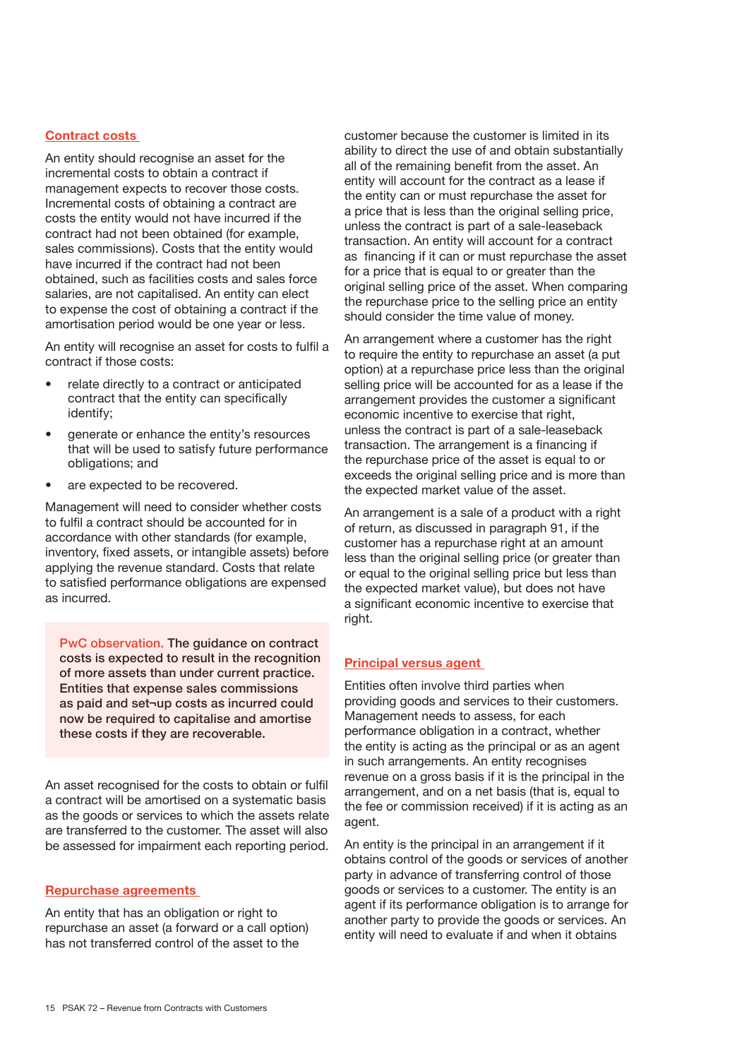## Contract costs

An entity should recognise an asset for the incremental costs to obtain a contract if management expects to recover those costs. Incremental costs of obtaining a contract are costs the entity would not have incurred if the contract had not been obtained (for example, sales commissions). Costs that the entity would have incurred if the contract had not been obtained, such as facilities costs and sales force salaries, are not capitalised. An entity can elect to expense the cost of obtaining a contract if the amortisation period would be one year or less.

An entity will recognise an asset for costs to fulfil a contract if those costs:

- relate directly to a contract or anticipated contract that the entity can specifically identify;
- generate or enhance the entity's resources that will be used to satisfy future performance obligations; and
- are expected to be recovered.

Management will need to consider whether costs to fulfil a contract should be accounted for in accordance with other standards (for example, inventory, fixed assets, or intangible assets) before applying the revenue standard. Costs that relate to satisfied performance obligations are expensed as incurred.

> PwC observation. **The guidance on contract costs is expected to result in the recognition of more assets than under current practice. Entities that expense sales commissions as paid and set¬up costs as incurred could now be required to capitalise and amortise these costs if they are recoverable.**

An asset recognised for the costs to obtain or fulfil a contract will be amortised on a systematic basis as the goods or services to which the assets relate are transferred to the customer. The asset will also be assessed for impairment each reporting period.

## Repurchase agreements

An entity that has an obligation or right to repurchase an asset (a forward or a call option) has not transferred control of the asset to the customer because the customer is limited in its ability to direct the use of and obtain substantially all of the remaining benefit from the asset. An entity will account for the contract as a lease if the entity can or must repurchase the asset for a price that is less than the original selling price, unless the contract is part of a sale-leaseback transaction. An entity will account for a contract as financing if it can or must repurchase the asset for a price that is equal to or greater than the original selling price of the asset. When comparing the repurchase price to the selling price an entity should consider the time value of money.

An arrangement where a customer has the right to require the entity to repurchase an asset (a put option) at a repurchase price less than the original selling price will be accounted for as a lease if the arrangement provides the customer a significant economic incentive to exercise that right, unless the contract is part of a sale-leaseback transaction. The arrangement is a financing if the repurchase price of the asset is equal to or exceeds the original selling price and is more than the expected market value of the asset.

An arrangement is a sale of a product with a right of return, as discussed in paragraph 91, if the customer has a repurchase right at an amount less than the original selling price (or greater than or equal to the original selling price but less than the expected market value), but does not have a significant economic incentive to exercise that right.

## Principal versus agent

Entities often involve third parties when providing goods and services to their customers. Management needs to assess, for each performance obligation in a contract, whether the entity is acting as the principal or as an agent in such arrangements. An entity recognises revenue on a gross basis if it is the principal in the arrangement, and on a net basis (that is, equal to the fee or commission received) if it is acting as an agent.

An entity is the principal in an arrangement if it obtains control of the goods or services of another party in advance of transferring control of those goods or services to a customer. The entity is an agent if its performance obligation is to arrange for another party to provide the goods or services. An entity will need to evaluate if and when it obtains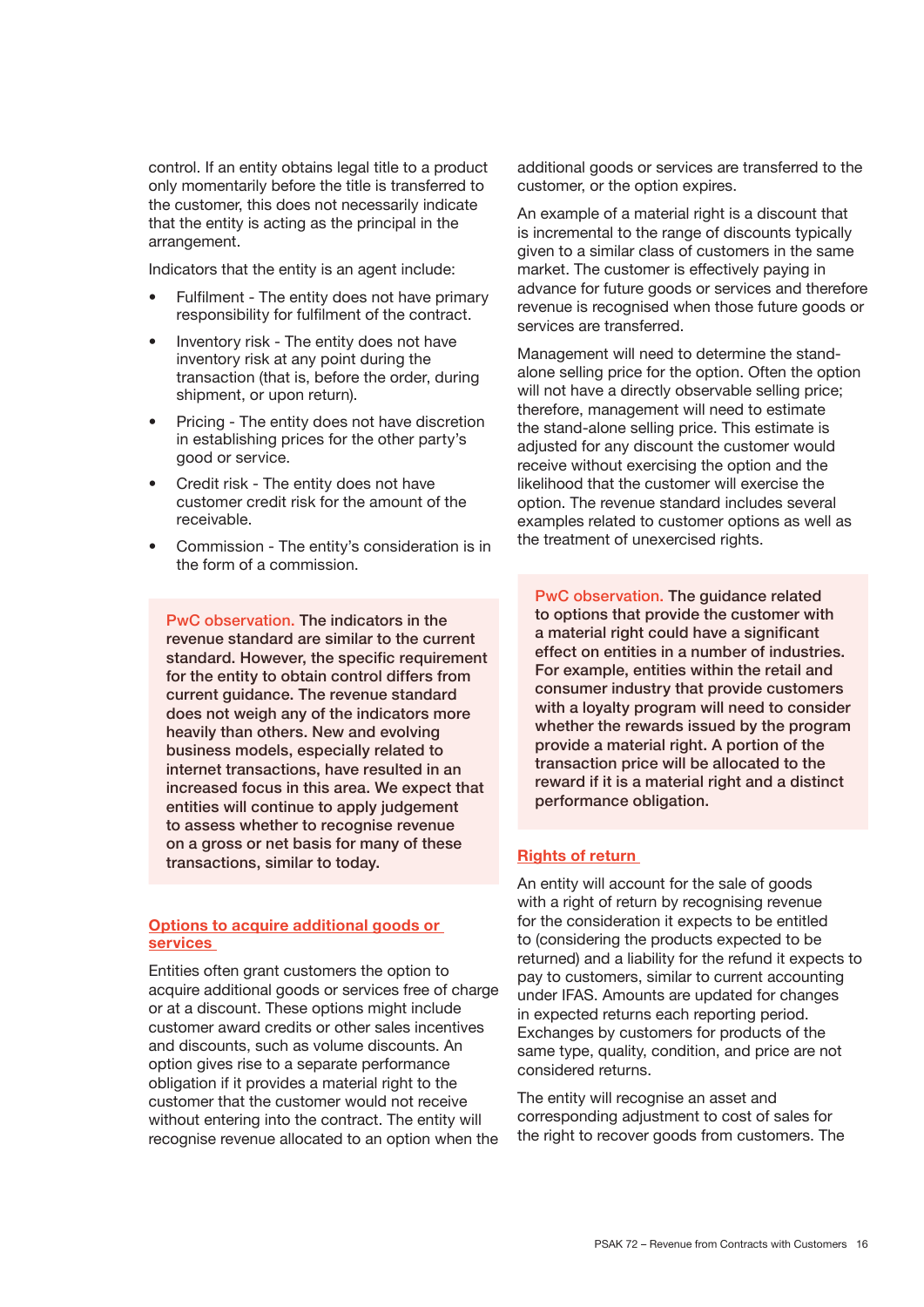control. If an entity obtains legal title to a product only momentarily before the title is transferred to the customer, this does not necessarily indicate that the entity is acting as the principal in the arrangement.

Indicators that the entity is an agent include:

- Fulfilment - The entity does not have primary responsibility for fulfilment of the contract.
- Inventory risk - The entity does not have inventory risk at any point during the transaction (that is, before the order, during shipment, or upon return).
- Pricing - The entity does not have discretion in establishing prices for the other party's good or service.
- Credit risk - The entity does not have customer credit risk for the amount of the receivable.
- Commission - The entity's consideration is in the form of a commission.

> **PwC observation.** **The indicators in the revenue standard are similar to the current standard. However, the specific requirement for the entity to obtain control differs from current guidance. The revenue standard does not weigh any of the indicators more heavily than others. New and evolving business models, especially related to internet transactions, have resulted in an increased focus in this area. We expect that entities will continue to apply judgement to assess whether to recognise revenue on a gross or net basis for many of these transactions, similar to today.**

## Options to acquire additional goods or services

Entities often grant customers the option to acquire additional goods or services free of charge or at a discount. These options might include customer award credits or other sales incentives and discounts, such as volume discounts. An option gives rise to a separate performance obligation if it provides a material right to the customer that the customer would not receive without entering into the contract. The entity will recognise revenue allocated to an option when the additional goods or services are transferred to the customer, or the option expires.

An example of a material right is a discount that is incremental to the range of discounts typically given to a similar class of customers in the same market. The customer is effectively paying in advance for future goods or services and therefore revenue is recognised when those future goods or services are transferred.

Management will need to determine the stand-alone selling price for the option. Often the option will not have a directly observable selling price; therefore, management will need to estimate the stand-alone selling price. This estimate is adjusted for any discount the customer would receive without exercising the option and the likelihood that the customer will exercise the option. The revenue standard includes several examples related to customer options as well as the treatment of unexercised rights.

> **PwC observation.** **The guidance related to options that provide the customer with a material right could have a significant effect on entities in a number of industries. For example, entities within the retail and consumer industry that provide customers with a loyalty program will need to consider whether the rewards issued by the program provide a material right. A portion of the transaction price will be allocated to the reward if it is a material right and a distinct performance obligation.**

## Rights of return

An entity will account for the sale of goods with a right of return by recognising revenue for the consideration it expects to be entitled to (considering the products expected to be returned) and a liability for the refund it expects to pay to customers, similar to current accounting under IFAS. Amounts are updated for changes in expected returns each reporting period. Exchanges by customers for products of the same type, quality, condition, and price are not considered returns.

The entity will recognise an asset and corresponding adjustment to cost of sales for the right to recover goods from customers. The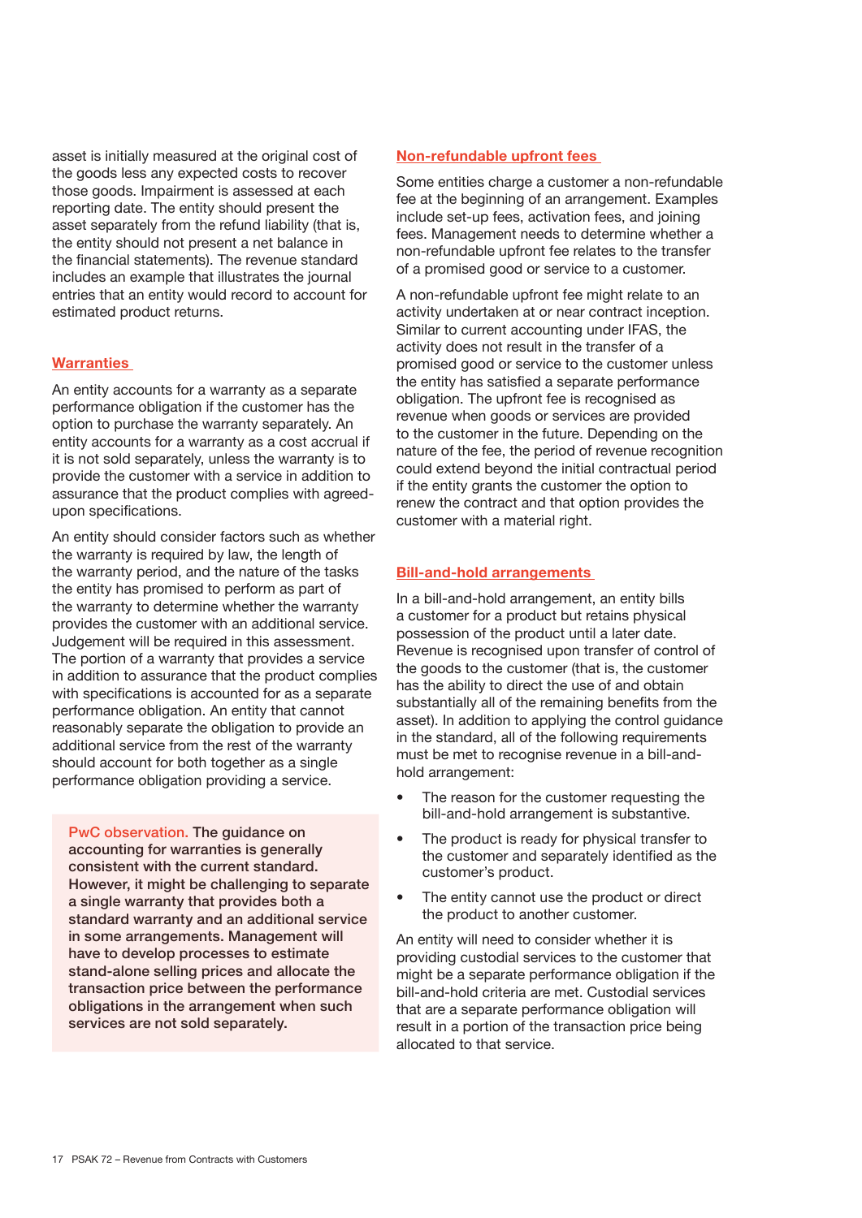asset is initially measured at the original cost of the goods less any expected costs to recover those goods. Impairment is assessed at each reporting date. The entity should present the asset separately from the refund liability (that is, the entity should not present a net balance in the financial statements). The revenue standard includes an example that illustrates the journal entries that an entity would record to account for estimated product returns.

### Warranties

An entity accounts for a warranty as a separate performance obligation if the customer has the option to purchase the warranty separately. An entity accounts for a warranty as a cost accrual if it is not sold separately, unless the warranty is to provide the customer with a service in addition to assurance that the product complies with agreed-upon specifications.

An entity should consider factors such as whether the warranty is required by law, the length of the warranty period, and the nature of the tasks the entity has promised to perform as part of the warranty to determine whether the warranty provides the customer with an additional service. Judgement will be required in this assessment. The portion of a warranty that provides a service in addition to assurance that the product complies with specifications is accounted for as a separate performance obligation. An entity that cannot reasonably separate the obligation to provide an additional service from the rest of the warranty should account for both together as a single performance obligation providing a service.

> PwC observation. **The guidance on accounting for warranties is generally consistent with the current standard. However, it might be challenging to separate a single warranty that provides both a standard warranty and an additional service in some arrangements. Management will have to develop processes to estimate stand-alone selling prices and allocate the transaction price between the performance obligations in the arrangement when such services are not sold separately.**

### Non-refundable upfront fees

Some entities charge a customer a non-refundable fee at the beginning of an arrangement. Examples include set-up fees, activation fees, and joining fees. Management needs to determine whether a non-refundable upfront fee relates to the transfer of a promised good or service to a customer.

A non-refundable upfront fee might relate to an activity undertaken at or near contract inception. Similar to current accounting under IFAS, the activity does not result in the transfer of a promised good or service to the customer unless the entity has satisfied a separate performance obligation. The upfront fee is recognised as revenue when goods or services are provided to the customer in the future. Depending on the nature of the fee, the period of revenue recognition could extend beyond the initial contractual period if the entity grants the customer the option to renew the contract and that option provides the customer with a material right.

### Bill-and-hold arrangements

In a bill-and-hold arrangement, an entity bills a customer for a product but retains physical possession of the product until a later date. Revenue is recognised upon transfer of control of the goods to the customer (that is, the customer has the ability to direct the use of and obtain substantially all of the remaining benefits from the asset). In addition to applying the control guidance in the standard, all of the following requirements must be met to recognise revenue in a bill-and-hold arrangement:

- The reason for the customer requesting the bill-and-hold arrangement is substantive.
- The product is ready for physical transfer to the customer and separately identified as the customer's product.
- The entity cannot use the product or direct the product to another customer.

An entity will need to consider whether it is providing custodial services to the customer that might be a separate performance obligation if the bill-and-hold criteria are met. Custodial services that are a separate performance obligation will result in a portion of the transaction price being allocated to that service.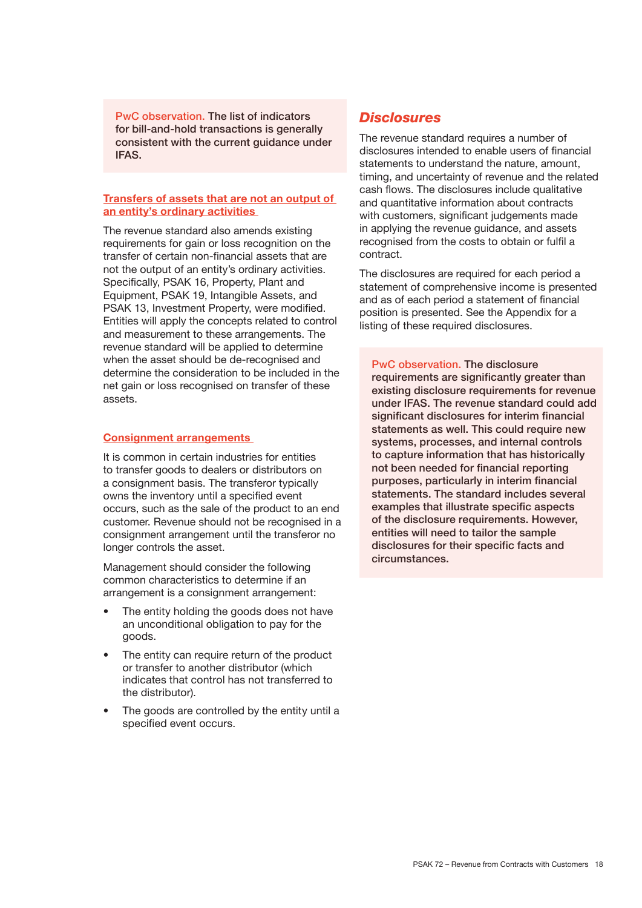**PwC observation.** **The list of indicators for bill-and-hold transactions is generally consistent with the current guidance under IFAS.**

### Transfers of assets that are not an output of an entity's ordinary activities

The revenue standard also amends existing requirements for gain or loss recognition on the transfer of certain non-financial assets that are not the output of an entity's ordinary activities. Specifically, PSAK 16, Property, Plant and Equipment, PSAK 19, Intangible Assets, and PSAK 13, Investment Property, were modified. Entities will apply the concepts related to control and measurement to these arrangements. The revenue standard will be applied to determine when the asset should be de-recognised and determine the consideration to be included in the net gain or loss recognised on transfer of these assets.

### Consignment arrangements

It is common in certain industries for entities to transfer goods to dealers or distributors on a consignment basis. The transferor typically owns the inventory until a specified event occurs, such as the sale of the product to an end customer. Revenue should not be recognised in a consignment arrangement until the transferor no longer controls the asset.

Management should consider the following common characteristics to determine if an arrangement is a consignment arrangement:

- The entity holding the goods does not have an unconditional obligation to pay for the goods.
- The entity can require return of the product or transfer to another distributor (which indicates that control has not transferred to the distributor).
- The goods are controlled by the entity until a specified event occurs.

## *Disclosures*

The revenue standard requires a number of disclosures intended to enable users of financial statements to understand the nature, amount, timing, and uncertainty of revenue and the related cash flows. The disclosures include qualitative and quantitative information about contracts with customers, significant judgements made in applying the revenue guidance, and assets recognised from the costs to obtain or fulfil a contract.

The disclosures are required for each period a statement of comprehensive income is presented and as of each period a statement of financial position is presented. See the Appendix for a listing of these required disclosures.

**PwC observation.** **The disclosure requirements are significantly greater than existing disclosure requirements for revenue under IFAS. The revenue standard could add significant disclosures for interim financial statements as well. This could require new systems, processes, and internal controls to capture information that has historically not been needed for financial reporting purposes, particularly in interim financial statements. The standard includes several examples that illustrate specific aspects of the disclosure requirements. However, entities will need to tailor the sample disclosures for their specific facts and circumstances.**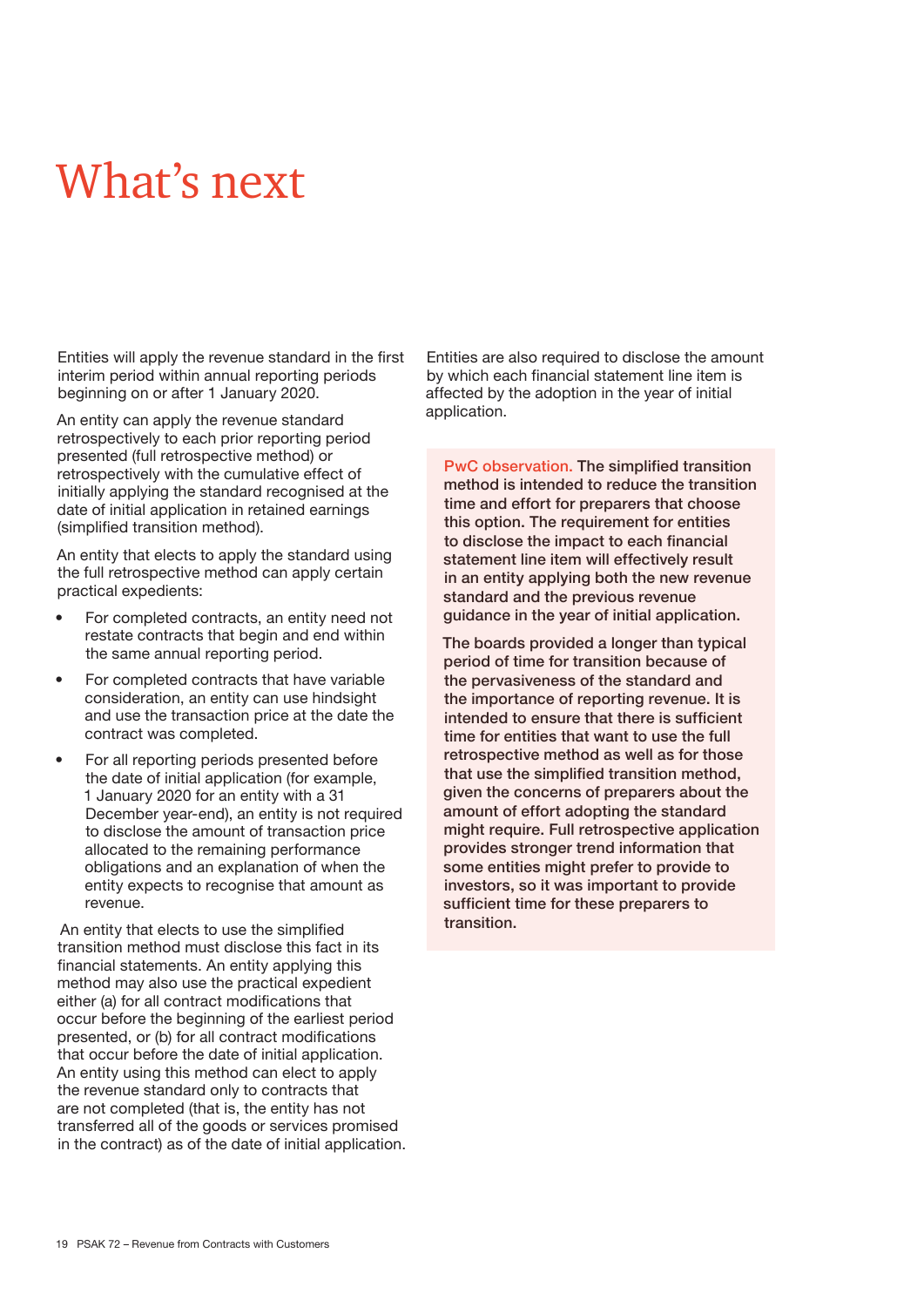# What's next

Entities will apply the revenue standard in the first interim period within annual reporting periods beginning on or after 1 January 2020.

An entity can apply the revenue standard retrospectively to each prior reporting period presented (full retrospective method) or retrospectively with the cumulative effect of initially applying the standard recognised at the date of initial application in retained earnings (simplified transition method).

An entity that elects to apply the standard using the full retrospective method can apply certain practical expedients:

- For completed contracts, an entity need not restate contracts that begin and end within the same annual reporting period.
- For completed contracts that have variable consideration, an entity can use hindsight and use the transaction price at the date the contract was completed.
- For all reporting periods presented before the date of initial application (for example, 1 January 2020 for an entity with a 31 December year-end), an entity is not required to disclose the amount of transaction price allocated to the remaining performance obligations and an explanation of when the entity expects to recognise that amount as revenue.

An entity that elects to use the simplified transition method must disclose this fact in its financial statements. An entity applying this method may also use the practical expedient either (a) for all contract modifications that occur before the beginning of the earliest period presented, or (b) for all contract modifications that occur before the date of initial application. An entity using this method can elect to apply the revenue standard only to contracts that are not completed (that is, the entity has not transferred all of the goods or services promised in the contract) as of the date of initial application.

Entities are also required to disclose the amount by which each financial statement line item is affected by the adoption in the year of initial application.

**PwC observation.** The simplified transition method is intended to reduce the transition time and effort for preparers that choose this option. The requirement for entities to disclose the impact to each financial statement line item will effectively result in an entity applying both the new revenue standard and the previous revenue guidance in the year of initial application.

The boards provided a longer than typical period of time for transition because of the pervasiveness of the standard and the importance of reporting revenue. It is intended to ensure that there is sufficient time for entities that want to use the full retrospective method as well as for those that use the simplified transition method, given the concerns of preparers about the amount of effort adopting the standard might require. Full retrospective application provides stronger trend information that some entities might prefer to provide to investors, so it was important to provide sufficient time for these preparers to transition.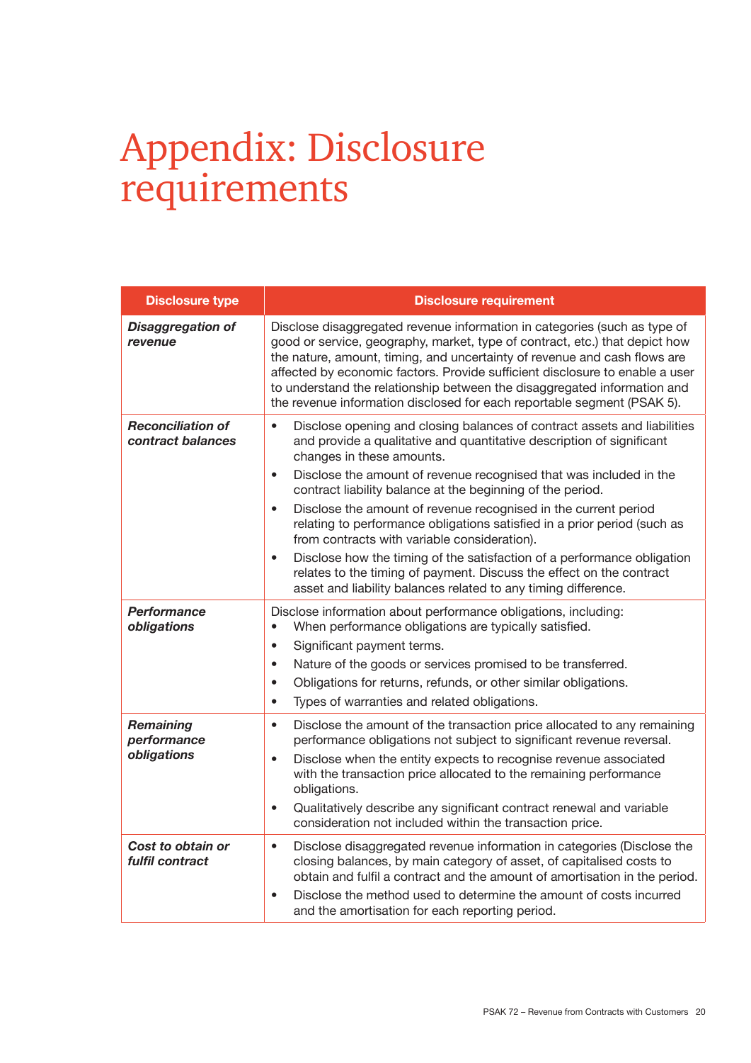# Appendix: Disclosure requirements

| Disclosure type | Disclosure requirement |
|---|---|
| ***Disaggregation of revenue*** | Disclose disaggregated revenue information in categories (such as type of good or service, geography, market, type of contract, etc.) that depict how the nature, amount, timing, and uncertainty of revenue and cash flows are affected by economic factors. Provide sufficient disclosure to enable a user to understand the relationship between the disaggregated information and the revenue information disclosed for each reportable segment (PSAK 5). |
| ***Reconciliation of contract balances*** | • Disclose opening and closing balances of contract assets and liabilities and provide a qualitative and quantitative description of significant changes in these amounts.<br>• Disclose the amount of revenue recognised that was included in the contract liability balance at the beginning of the period.<br>• Disclose the amount of revenue recognised in the current period relating to performance obligations satisfied in a prior period (such as from contracts with variable consideration).<br>• Disclose how the timing of the satisfaction of a performance obligation relates to the timing of payment. Discuss the effect on the contract asset and liability balances related to any timing difference. |
| ***Performance obligations*** | Disclose information about performance obligations, including:<br>• When performance obligations are typically satisfied.<br>• Significant payment terms.<br>• Nature of the goods or services promised to be transferred.<br>• Obligations for returns, refunds, or other similar obligations.<br>• Types of warranties and related obligations. |
| ***Remaining performance obligations*** | • Disclose the amount of the transaction price allocated to any remaining performance obligations not subject to significant revenue reversal.<br>• Disclose when the entity expects to recognise revenue associated with the transaction price allocated to the remaining performance obligations.<br>• Qualitatively describe any significant contract renewal and variable consideration not included within the transaction price. |
| ***Cost to obtain or fulfil contract*** | • Disclose disaggregated revenue information in categories (Disclose the closing balances, by main category of asset, of capitalised costs to obtain and fulfil a contract and the amount of amortisation in the period.<br>• Disclose the method used to determine the amount of costs incurred and the amortisation for each reporting period. |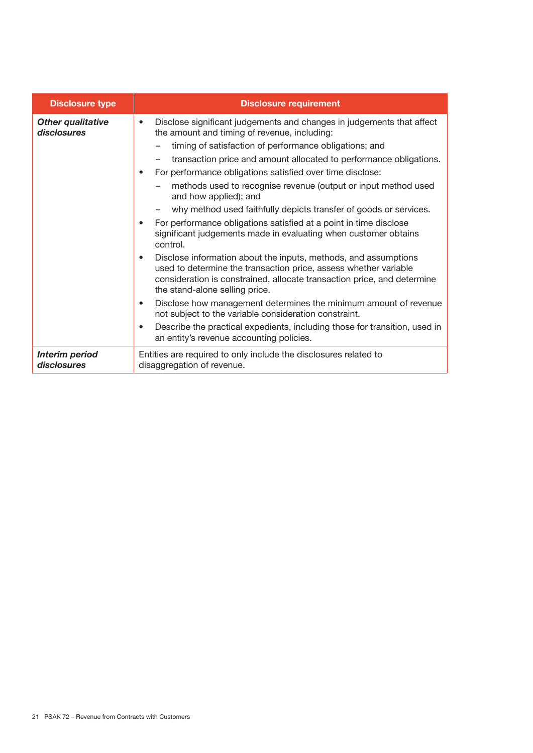| Disclosure type | Disclosure requirement |
|---|---|
| ***Other qualitative disclosures*** | • Disclose significant judgements and changes in judgements that affect the amount and timing of revenue, including:<br>&nbsp;&nbsp;– timing of satisfaction of performance obligations; and<br>&nbsp;&nbsp;– transaction price and amount allocated to performance obligations.<br>• For performance obligations satisfied over time disclose:<br>&nbsp;&nbsp;– methods used to recognise revenue (output or input method used and how applied); and<br>&nbsp;&nbsp;– why method used faithfully depicts transfer of goods or services.<br>• For performance obligations satisfied at a point in time disclose significant judgements made in evaluating when customer obtains control.<br>• Disclose information about the inputs, methods, and assumptions used to determine the transaction price, assess whether variable consideration is constrained, allocate transaction price, and determine the stand-alone selling price.<br>• Disclose how management determines the minimum amount of revenue not subject to the variable consideration constraint.<br>• Describe the practical expedients, including those for transition, used in an entity's revenue accounting policies. |
| ***Interim period disclosures*** | Entities are required to only include the disclosures related to disaggregation of revenue. |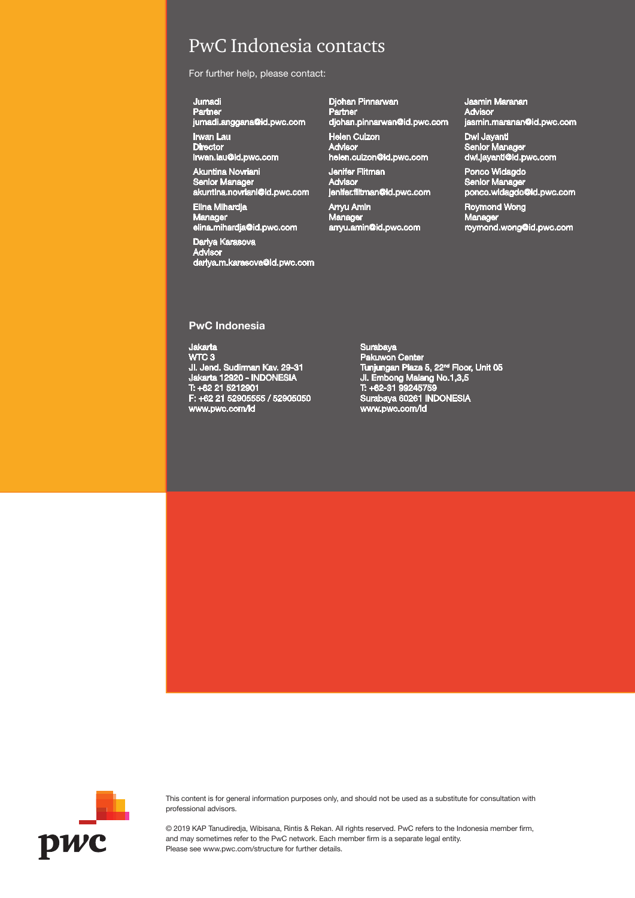# PwC Indonesia contacts

For further help, please contact:

Jumadi
Partner
jumadi.anggana@id.pwc.com

Irwan Lau
Director
irwan.lau@id.pwc.com

Akuntina Novriani
Senior Manager
akuntina.novriani@id.pwc.com

Elina Mihardja
Manager
elina.mihardja@id.pwc.com

Dariya Karasova
Advisor
dariya.m.karasova@id.pwc.com

Djohan Pinnarwan
Partner
djohan.pinnarwan@id.pwc.com

Helen Culzon
Advisor
helen.culzon@id.pwc.com

Jenifer Flitman
Advisor
jenifer.flitman@id.pwc.com

Arryu Amin
Manager
arryu.amin@id.pwc.com

Jasmin Maranan
Advisor
jasmin.maranan@id.pwc.com

Dwi Jayanti
Senior Manager
dwi.jayanti@id.pwc.com

Ponco Widagdo
Senior Manager
ponco.widagdo@id.pwc.com

Roymond Wong
Manager
roymond.wong@id.pwc.com

## PwC Indonesia

Jakarta
WTC 3
Jl. Jend. Sudirman Kav. 29-31
Jakarta 12920 - INDONESIA
T: +62 21 5212901
F: +62 21 52905555 / 52905050
www.pwc.com/id

Surabaya
Pakuwon Center
Tunjungan Plaza 5, 22nd Floor, Unit 05
Jl. Embong Malang No.1,3,5
T: +62-31 99245759
Surabaya 60261 INDONESIA
www.pwc.com/id

This content is for general information purposes only, and should not be used as a substitute for consultation with professional advisors.

© 2019 KAP Tanudiredja, Wibisana, Rintis & Rekan. All rights reserved. PwC refers to the Indonesia member firm, and may sometimes refer to the PwC network. Each member firm is a separate legal entity. Please see www.pwc.com/structure for further details.